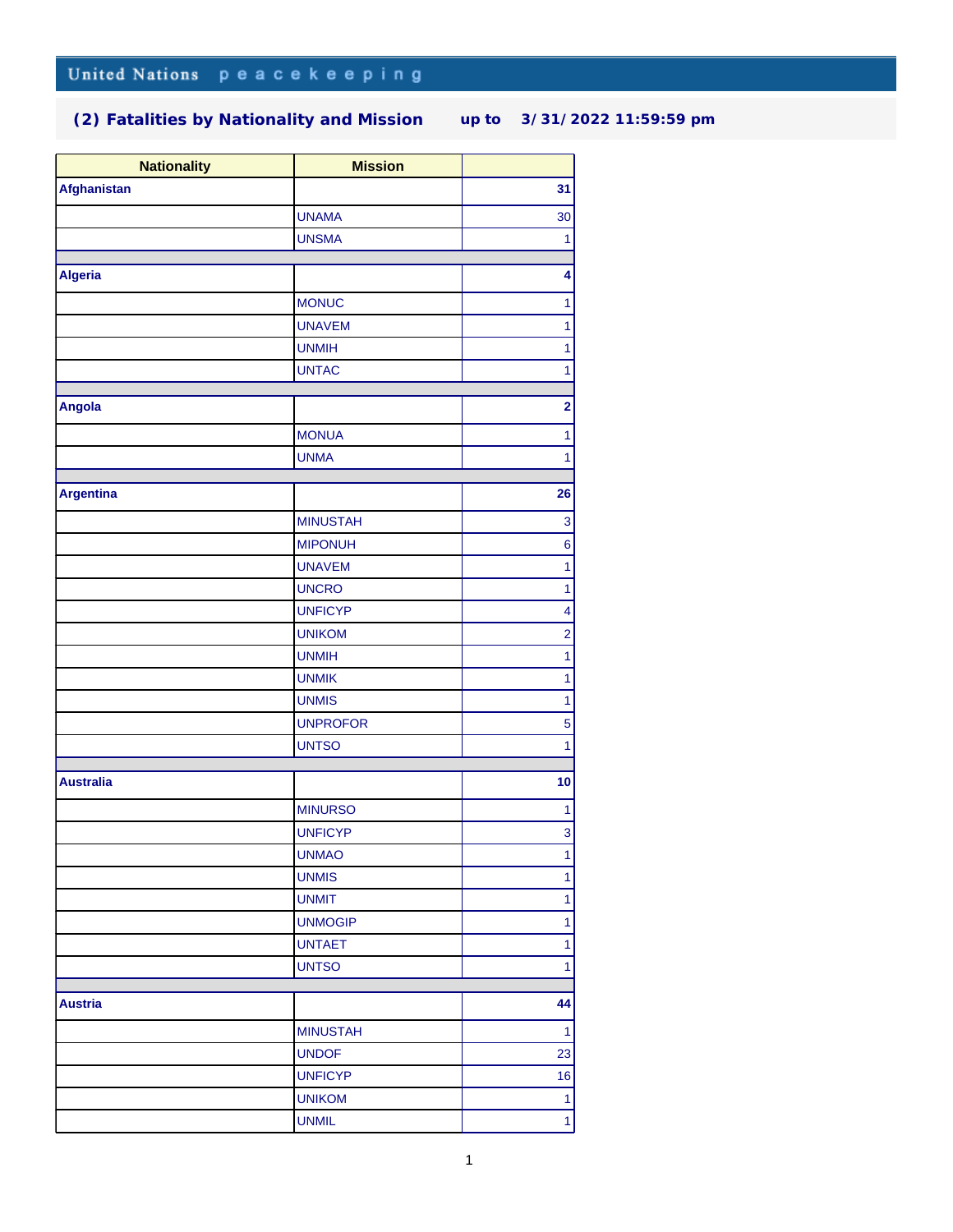United Nations peacekeeping

## (2) Fatalities by Nationality and Mission up to 3/31/2022 11:59:59 pm

| Nationality | Mission | |
|---|---|---|
| **Afghanistan** | | **31** |
| | UNAMA | 30 |
| | UNSMA | 1 |
| **Algeria** | | **4** |
| | MONUC | 1 |
| | UNAVEM | 1 |
| | UNMIH | 1 |
| | UNTAC | 1 |
| **Angola** | | **2** |
| | MONUA | 1 |
| | UNMA | 1 |
| **Argentina** | | **26** |
| | MINUSTAH | 3 |
| | MIPONUH | 6 |
| | UNAVEM | 1 |
| | UNCRO | 1 |
| | UNFICYP | 4 |
| | UNIKOM | 2 |
| | UNMIH | 1 |
| | UNMIK | 1 |
| | UNMIS | 1 |
| | UNPROFOR | 5 |
| | UNTSO | 1 |
| **Australia** | | **10** |
| | MINURSO | 1 |
| | UNFICYP | 3 |
| | UNMAO | 1 |
| | UNMIS | 1 |
| | UNMIT | 1 |
| | UNMOGIP | 1 |
| | UNTAET | 1 |
| | UNTSO | 1 |
| **Austria** | | **44** |
| | MINUSTAH | 1 |
| | UNDOF | 23 |
| | UNFICYP | 16 |
| | UNIKOM | 1 |
| | UNMIL | 1 |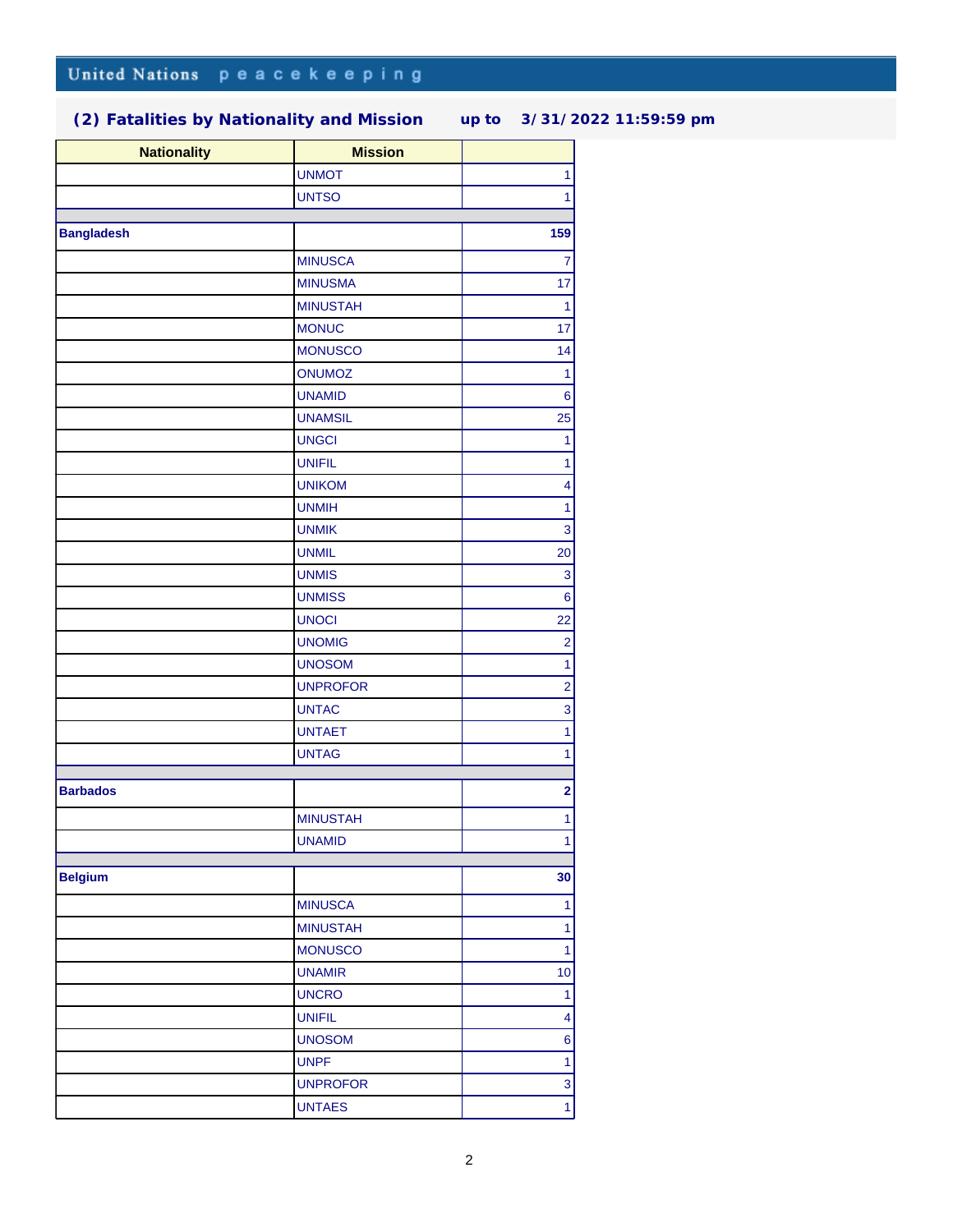## (2) Fatalities by Nationality and Mission up to 3/31/2022 11:59:59 pm

| Nationality | Mission | |
|---|---|---|
| | UNMOT | 1 |
| | UNTSO | 1 |
| | | |
| **Bangladesh** | | **159** |
| | MINUSCA | 7 |
| | MINUSMA | 17 |
| | MINUSTAH | 1 |
| | MONUC | 17 |
| | MONUSCO | 14 |
| | ONUMOZ | 1 |
| | UNAMID | 6 |
| | UNAMSIL | 25 |
| | UNGCI | 1 |
| | UNIFIL | 1 |
| | UNIKOM | 4 |
| | UNMIH | 1 |
| | UNMIK | 3 |
| | UNMIL | 20 |
| | UNMIS | 3 |
| | UNMISS | 6 |
| | UNOCI | 22 |
| | UNOMIG | 2 |
| | UNOSOM | 1 |
| | UNPROFOR | 2 |
| | UNTAC | 3 |
| | UNTAET | 1 |
| | UNTAG | 1 |
| | | |
| **Barbados** | | **2** |
| | MINUSTAH | 1 |
| | UNAMID | 1 |
| | | |
| **Belgium** | | **30** |
| | MINUSCA | 1 |
| | MINUSTAH | 1 |
| | MONUSCO | 1 |
| | UNAMIR | 10 |
| | UNCRO | 1 |
| | UNIFIL | 4 |
| | UNOSOM | 6 |
| | UNPF | 1 |
| | UNPROFOR | 3 |
| | UNTAES | 1 |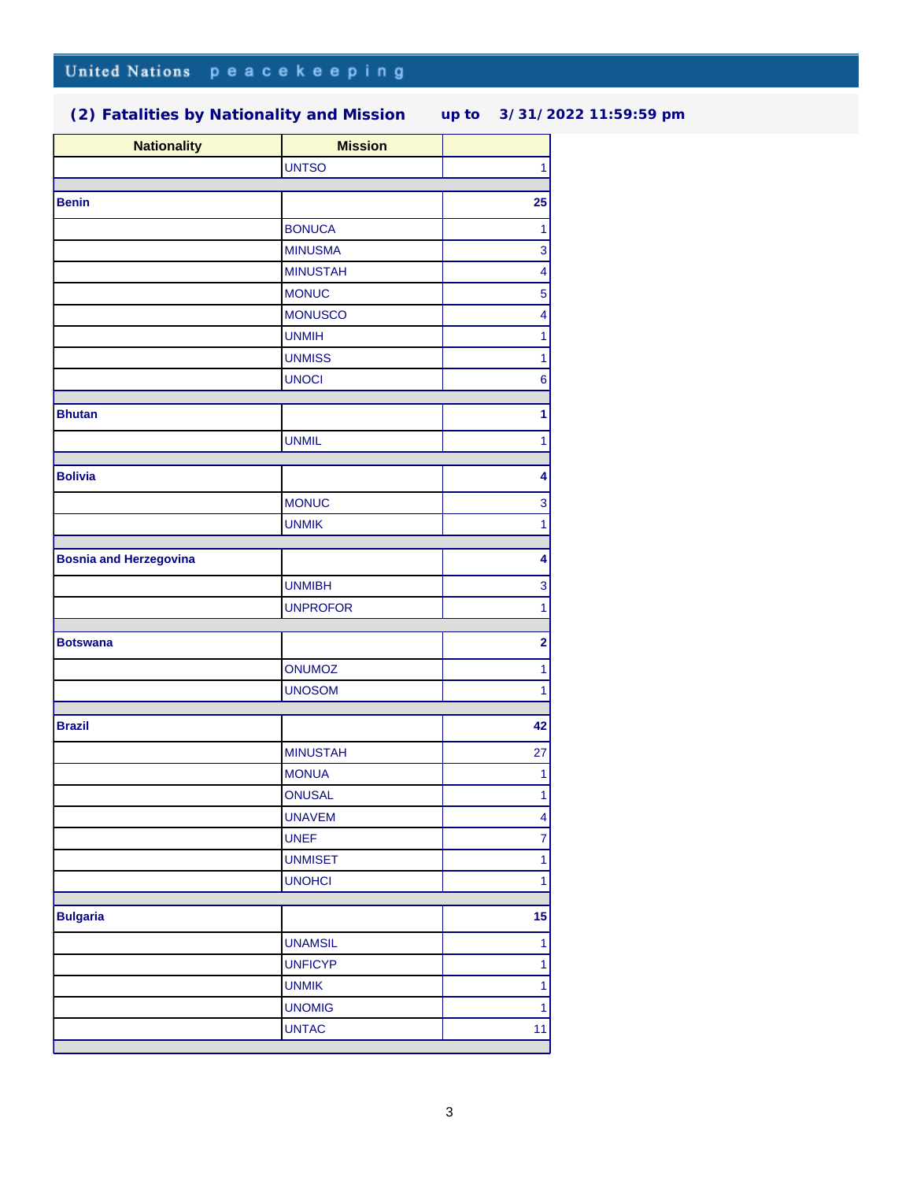## (2) Fatalities by Nationality and Mission up to 3/31/2022 11:59:59 pm

| Nationality | Mission | |
|---|---|---|
| | UNTSO | 1 |
| **Benin** | | **25** |
| | BONUCA | 1 |
| | MINUSMA | 3 |
| | MINUSTAH | 4 |
| | MONUC | 5 |
| | MONUSCO | 4 |
| | UNMIH | 1 |
| | UNMISS | 1 |
| | UNOCI | 6 |
| **Bhutan** | | **1** |
| | UNMIL | 1 |
| **Bolivia** | | **4** |
| | MONUC | 3 |
| | UNMIK | 1 |
| **Bosnia and Herzegovina** | | **4** |
| | UNMIBH | 3 |
| | UNPROFOR | 1 |
| **Botswana** | | **2** |
| | ONUMOZ | 1 |
| | UNOSOM | 1 |
| **Brazil** | | **42** |
| | MINUSTAH | 27 |
| | MONUA | 1 |
| | ONUSAL | 1 |
| | UNAVEM | 4 |
| | UNEF | 7 |
| | UNMISET | 1 |
| | UNOHCI | 1 |
| **Bulgaria** | | **15** |
| | UNAMSIL | 1 |
| | UNFICYP | 1 |
| | UNMIK | 1 |
| | UNOMIG | 1 |
| | UNTAC | 11 |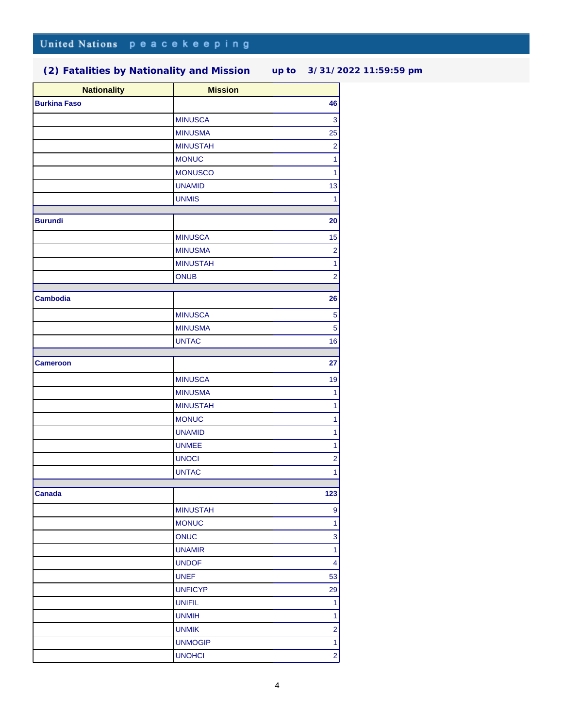United Nations peacekeeping

## (2) Fatalities by Nationality and Mission up to 3/31/2022 11:59:59 pm

| Nationality | Mission | |
|---|---|---|
| **Burkina Faso** | | **46** |
| | MINUSCA | 3 |
| | MINUSMA | 25 |
| | MINUSTAH | 2 |
| | MONUC | 1 |
| | MONUSCO | 1 |
| | UNAMID | 13 |
| | UNMIS | 1 |
| | | |
| **Burundi** | | **20** |
| | MINUSCA | 15 |
| | MINUSMA | 2 |
| | MINUSTAH | 1 |
| | ONUB | 2 |
| | | |
| **Cambodia** | | **26** |
| | MINUSCA | 5 |
| | MINUSMA | 5 |
| | UNTAC | 16 |
| | | |
| **Cameroon** | | **27** |
| | MINUSCA | 19 |
| | MINUSMA | 1 |
| | MINUSTAH | 1 |
| | MONUC | 1 |
| | UNAMID | 1 |
| | UNMEE | 1 |
| | UNOCI | 2 |
| | UNTAC | 1 |
| | | |
| **Canada** | | **123** |
| | MINUSTAH | 9 |
| | MONUC | 1 |
| | ONUC | 3 |
| | UNAMIR | 1 |
| | UNDOF | 4 |
| | UNEF | 53 |
| | UNFICYP | 29 |
| | UNIFIL | 1 |
| | UNMIH | 1 |
| | UNMIK | 2 |
| | UNMOGIP | 1 |
| | UNOHCI | 2 |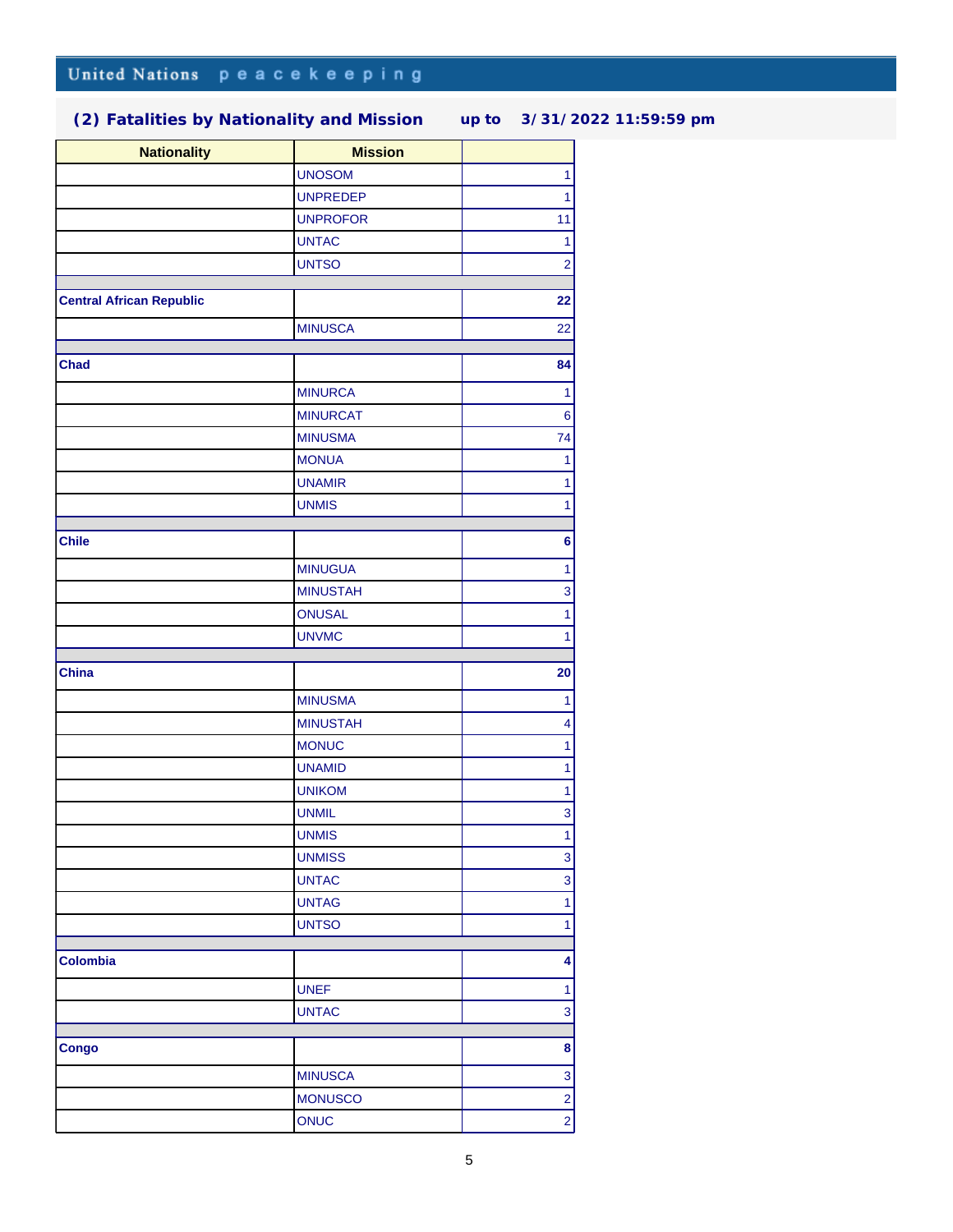## (2) Fatalities by Nationality and Mission up to 3/31/2022 11:59:59 pm

| Nationality | Mission | |
|---|---|---|
| | UNOSOM | 1 |
| | UNPREDEP | 1 |
| | UNPROFOR | 11 |
| | UNTAC | 1 |
| | UNTSO | 2 |
| **Central African Republic** | | **22** |
| | MINUSCA | 22 |
| **Chad** | | **84** |
| | MINURCA | 1 |
| | MINURCAT | 6 |
| | MINUSMA | 74 |
| | MONUA | 1 |
| | UNAMIR | 1 |
| | UNMIS | 1 |
| **Chile** | | **6** |
| | MINUGUA | 1 |
| | MINUSTAH | 3 |
| | ONUSAL | 1 |
| | UNVMC | 1 |
| **China** | | **20** |
| | MINUSMA | 1 |
| | MINUSTAH | 4 |
| | MONUC | 1 |
| | UNAMID | 1 |
| | UNIKOM | 1 |
| | UNMIL | 3 |
| | UNMIS | 1 |
| | UNMISS | 3 |
| | UNTAC | 3 |
| | UNTAG | 1 |
| | UNTSO | 1 |
| **Colombia** | | **4** |
| | UNEF | 1 |
| | UNTAC | 3 |
| **Congo** | | **8** |
| | MINUSCA | 3 |
| | MONUSCO | 2 |
| | ONUC | 2 |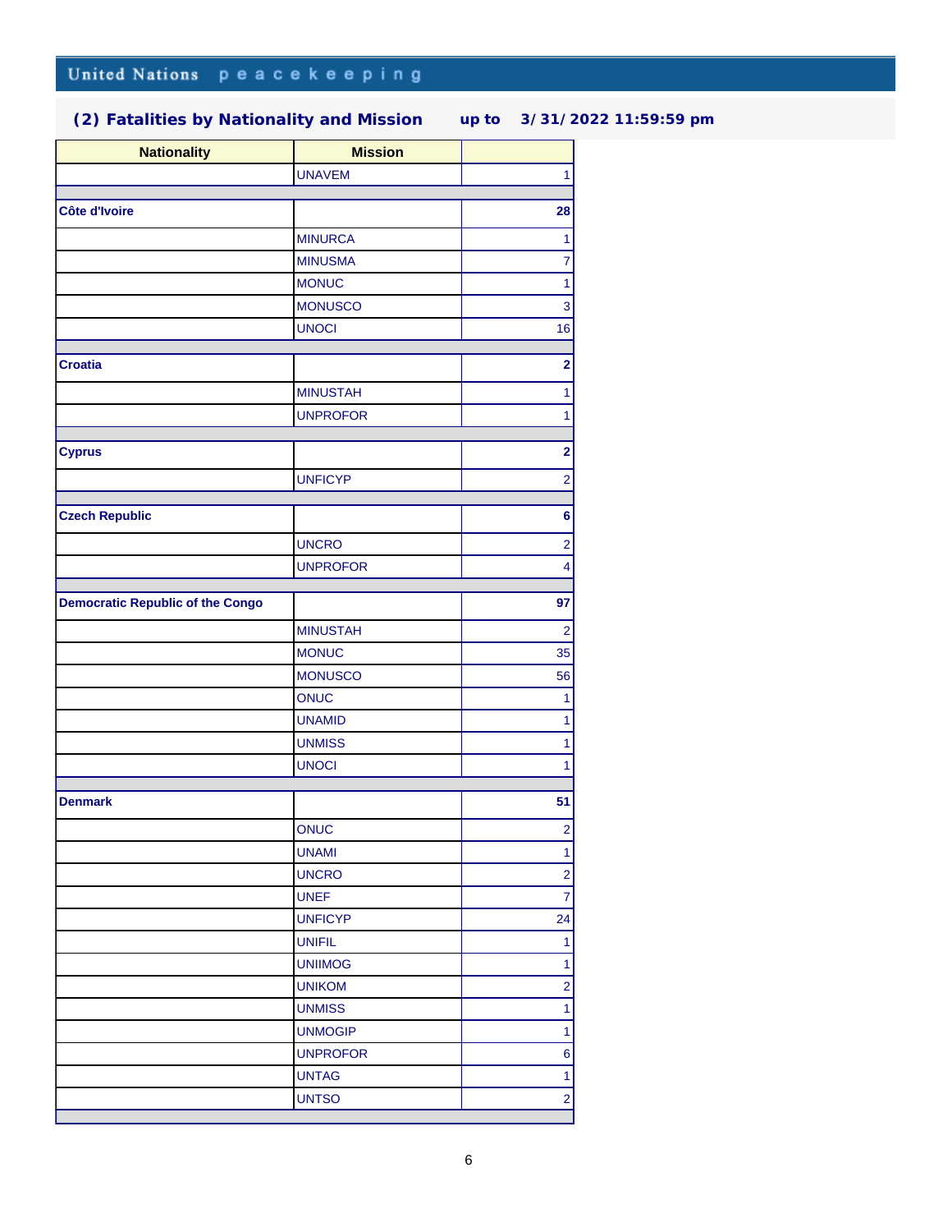United Nations peacekeeping

## (2) Fatalities by Nationality and Mission up to 3/31/2022 11:59:59 pm

| Nationality | Mission | |
|---|---|---|
| | UNAVEM | 1 |
| **Côte d'Ivoire** | | **28** |
| | MINURCA | 1 |
| | MINUSMA | 7 |
| | MONUC | 1 |
| | MONUSCO | 3 |
| | UNOCI | 16 |
| **Croatia** | | **2** |
| | MINUSTAH | 1 |
| | UNPROFOR | 1 |
| **Cyprus** | | **2** |
| | UNFICYP | 2 |
| **Czech Republic** | | **6** |
| | UNCRO | 2 |
| | UNPROFOR | 4 |
| **Democratic Republic of the Congo** | | **97** |
| | MINUSTAH | 2 |
| | MONUC | 35 |
| | MONUSCO | 56 |
| | ONUC | 1 |
| | UNAMID | 1 |
| | UNMISS | 1 |
| | UNOCI | 1 |
| **Denmark** | | **51** |
| | ONUC | 2 |
| | UNAMI | 1 |
| | UNCRO | 2 |
| | UNEF | 7 |
| | UNFICYP | 24 |
| | UNIFIL | 1 |
| | UNIIMOG | 1 |
| | UNIKOM | 2 |
| | UNMISS | 1 |
| | UNMOGIP | 1 |
| | UNPROFOR | 6 |
| | UNTAG | 1 |
| | UNTSO | 2 |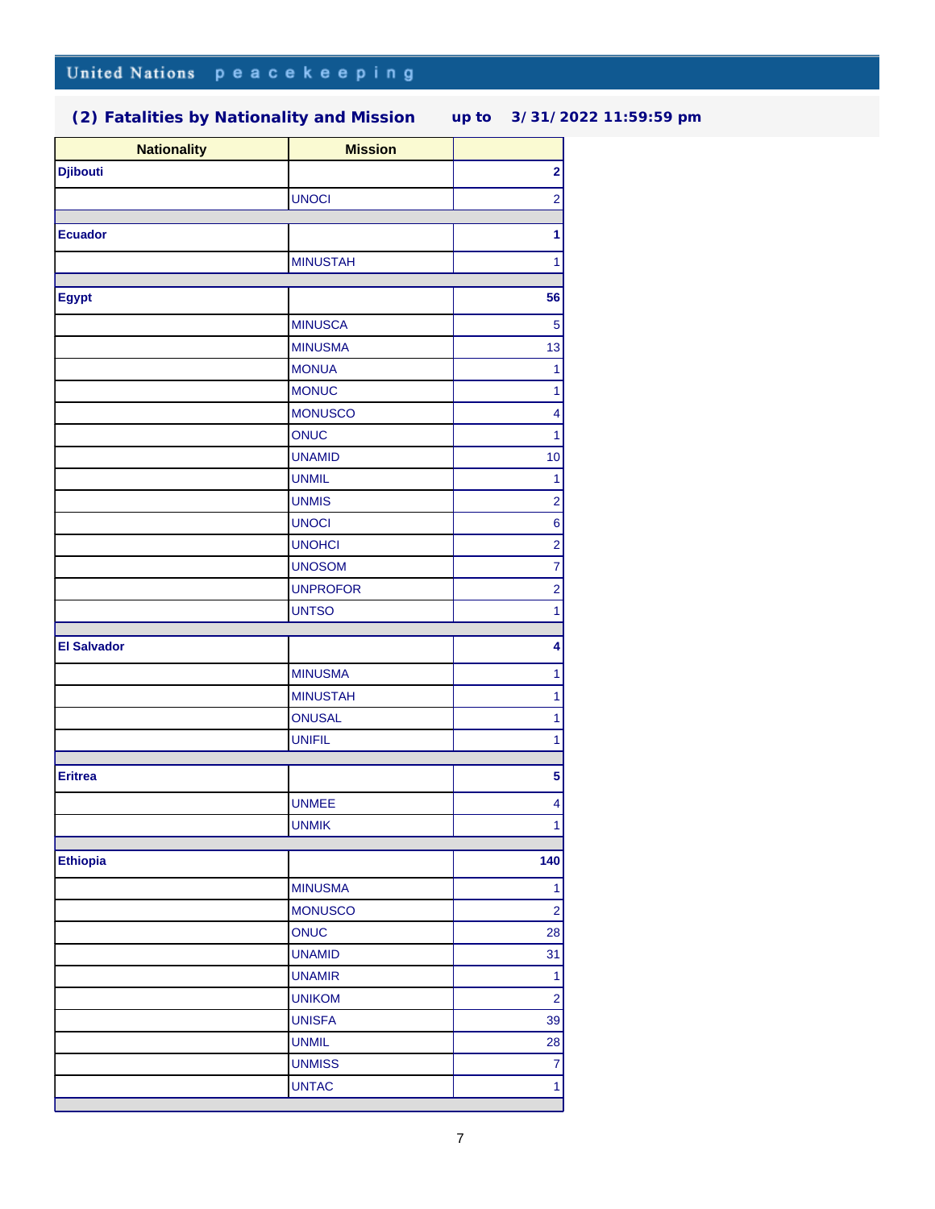## (2) Fatalities by Nationality and Mission up to 3/31/2022 11:59:59 pm

| Nationality | Mission | |
|---|---|---|
| **Djibouti** | | **2** |
| | UNOCI | 2 |
| | | |
| **Ecuador** | | **1** |
| | MINUSTAH | 1 |
| | | |
| **Egypt** | | **56** |
| | MINUSCA | 5 |
| | MINUSMA | 13 |
| | MONUA | 1 |
| | MONUC | 1 |
| | MONUSCO | 4 |
| | ONUC | 1 |
| | UNAMID | 10 |
| | UNMIL | 1 |
| | UNMIS | 2 |
| | UNOCI | 6 |
| | UNOHCI | 2 |
| | UNOSOM | 7 |
| | UNPROFOR | 2 |
| | UNTSO | 1 |
| | | |
| **El Salvador** | | **4** |
| | MINUSMA | 1 |
| | MINUSTAH | 1 |
| | ONUSAL | 1 |
| | UNIFIL | 1 |
| | | |
| **Eritrea** | | **5** |
| | UNMEE | 4 |
| | UNMIK | 1 |
| | | |
| **Ethiopia** | | **140** |
| | MINUSMA | 1 |
| | MONUSCO | 2 |
| | ONUC | 28 |
| | UNAMID | 31 |
| | UNAMIR | 1 |
| | UNIKOM | 2 |
| | UNISFA | 39 |
| | UNMIL | 28 |
| | UNMISS | 7 |
| | UNTAC | 1 |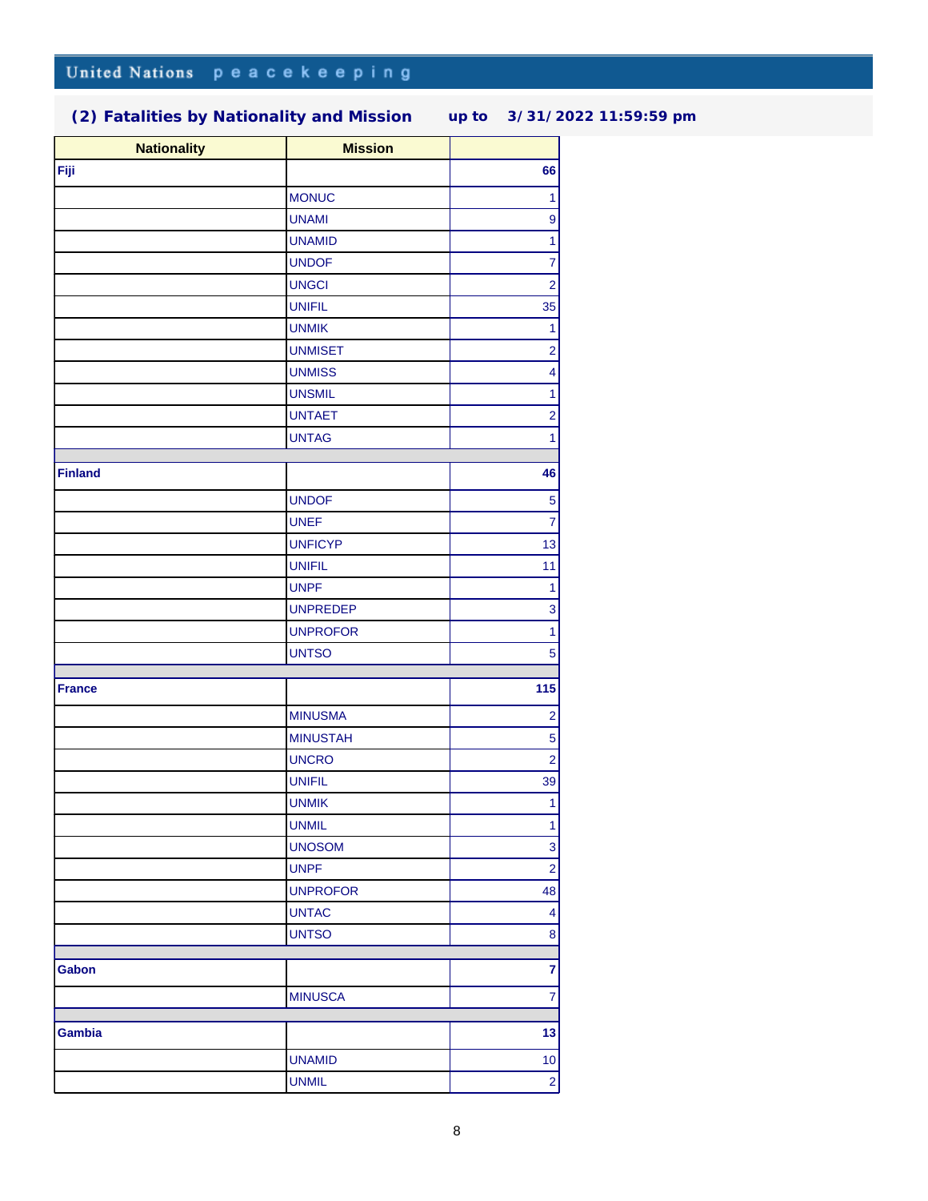## (2) Fatalities by Nationality and Mission up to 3/31/2022 11:59:59 pm

| Nationality | Mission | |
|---|---|---|
| **Fiji** | | **66** |
| | MONUC | 1 |
| | UNAMI | 9 |
| | UNAMID | 1 |
| | UNDOF | 7 |
| | UNGCI | 2 |
| | UNIFIL | 35 |
| | UNMIK | 1 |
| | UNMISET | 2 |
| | UNMISS | 4 |
| | UNSMIL | 1 |
| | UNTAET | 2 |
| | UNTAG | 1 |
| **Finland** | | **46** |
| | UNDOF | 5 |
| | UNEF | 7 |
| | UNFICYP | 13 |
| | UNIFIL | 11 |
| | UNPF | 1 |
| | UNPREDEP | 3 |
| | UNPROFOR | 1 |
| | UNTSO | 5 |
| **France** | | **115** |
| | MINUSMA | 2 |
| | MINUSTAH | 5 |
| | UNCRO | 2 |
| | UNIFIL | 39 |
| | UNMIK | 1 |
| | UNMIL | 1 |
| | UNOSOM | 3 |
| | UNPF | 2 |
| | UNPROFOR | 48 |
| | UNTAC | 4 |
| | UNTSO | 8 |
| **Gabon** | | **7** |
| | MINUSCA | 7 |
| **Gambia** | | **13** |
| | UNAMID | 10 |
| | UNMIL | 2 |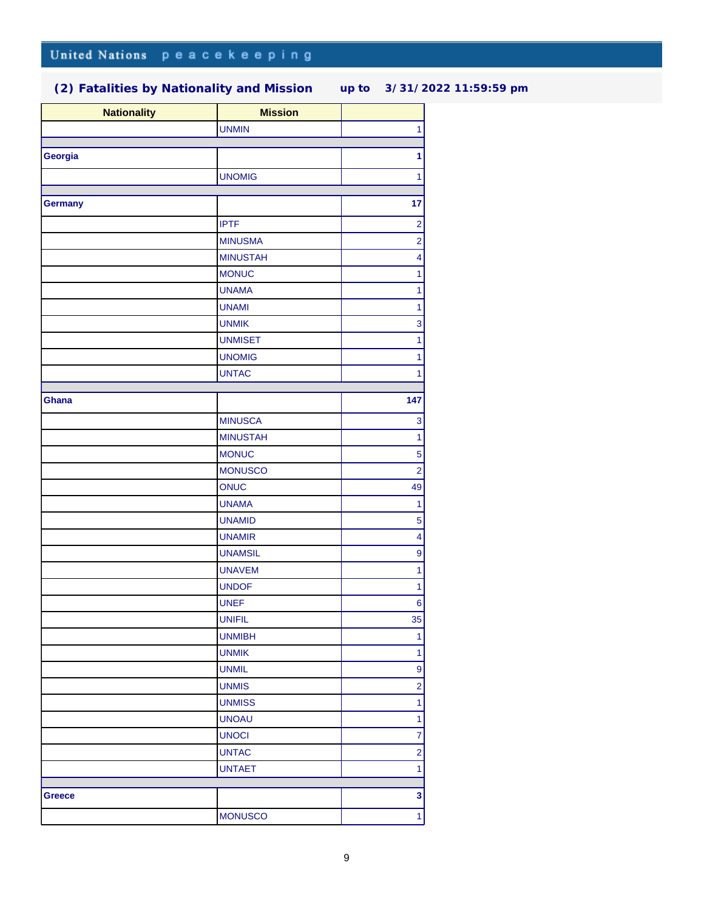## (2) Fatalities by Nationality and Mission up to 3/31/2022 11:59:59 pm

| Nationality | Mission | |
|---|---|---|
| | UNMIN | 1 |
| | | |
| **Georgia** | | **1** |
| | UNOMIG | 1 |
| | | |
| **Germany** | | **17** |
| | IPTF | 2 |
| | MINUSMA | 2 |
| | MINUSTAH | 4 |
| | MONUC | 1 |
| | UNAMA | 1 |
| | UNAMI | 1 |
| | UNMIK | 3 |
| | UNMISET | 1 |
| | UNOMIG | 1 |
| | UNTAC | 1 |
| | | |
| **Ghana** | | **147** |
| | MINUSCA | 3 |
| | MINUSTAH | 1 |
| | MONUC | 5 |
| | MONUSCO | 2 |
| | ONUC | 49 |
| | UNAMA | 1 |
| | UNAMID | 5 |
| | UNAMIR | 4 |
| | UNAMSIL | 9 |
| | UNAVEM | 1 |
| | UNDOF | 1 |
| | UNEF | 6 |
| | UNIFIL | 35 |
| | UNMIBH | 1 |
| | UNMIK | 1 |
| | UNMIL | 9 |
| | UNMIS | 2 |
| | UNMISS | 1 |
| | UNOAU | 1 |
| | UNOCI | 7 |
| | UNTAC | 2 |
| | UNTAET | 1 |
| | | |
| **Greece** | | **3** |
| | MONUSCO | 1 |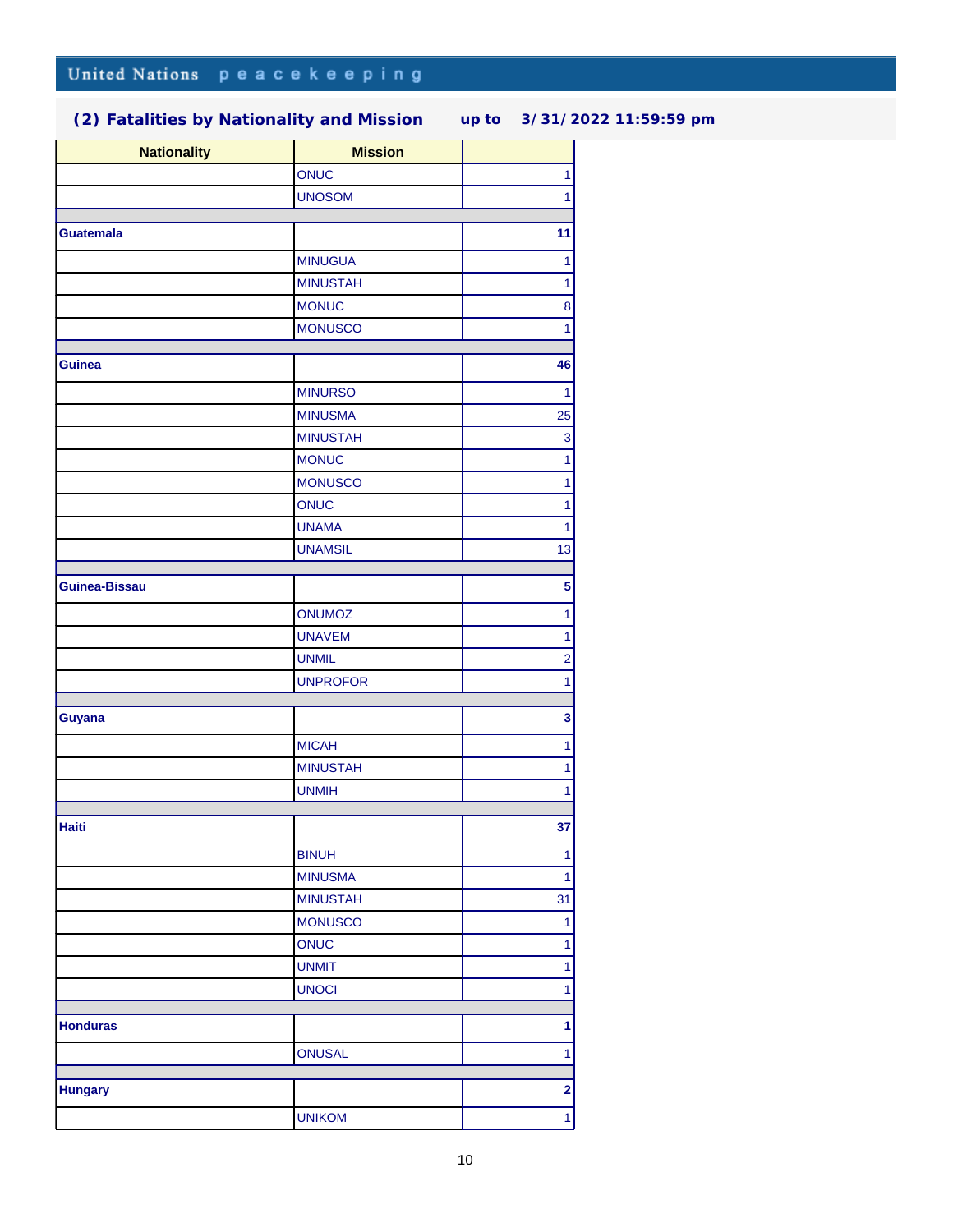## (2) Fatalities by Nationality and Mission up to 3/31/2022 11:59:59 pm

| Nationality | Mission | |
|---|---|---|
| | ONUC | 1 |
| | UNOSOM | 1 |
| **Guatemala** | | **11** |
| | MINUGUA | 1 |
| | MINUSTAH | 1 |
| | MONUC | 8 |
| | MONUSCO | 1 |
| **Guinea** | | **46** |
| | MINURSO | 1 |
| | MINUSMA | 25 |
| | MINUSTAH | 3 |
| | MONUC | 1 |
| | MONUSCO | 1 |
| | ONUC | 1 |
| | UNAMA | 1 |
| | UNAMSIL | 13 |
| **Guinea-Bissau** | | **5** |
| | ONUMOZ | 1 |
| | UNAVEM | 1 |
| | UNMIL | 2 |
| | UNPROFOR | 1 |
| **Guyana** | | **3** |
| | MICAH | 1 |
| | MINUSTAH | 1 |
| | UNMIH | 1 |
| **Haiti** | | **37** |
| | BINUH | 1 |
| | MINUSMA | 1 |
| | MINUSTAH | 31 |
| | MONUSCO | 1 |
| | ONUC | 1 |
| | UNMIT | 1 |
| | UNOCI | 1 |
| **Honduras** | | **1** |
| | ONUSAL | 1 |
| **Hungary** | | **2** |
| | UNIKOM | 1 |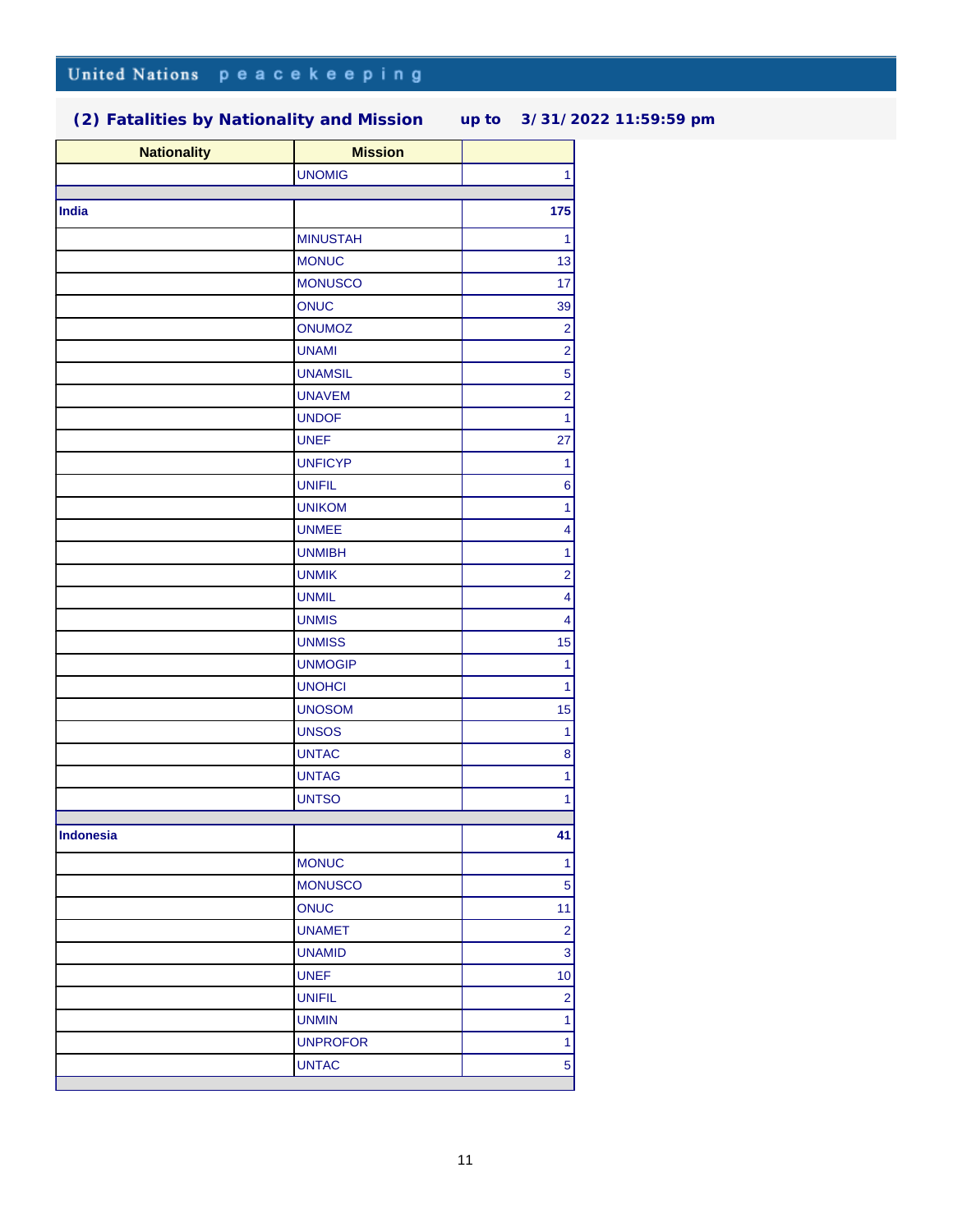## (2) Fatalities by Nationality and Mission up to 3/31/2022 11:59:59 pm

| Nationality | Mission | |
|---|---|---|
| | UNOMIG | 1 |
| India | | 175 |
| | MINUSTAH | 1 |
| | MONUC | 13 |
| | MONUSCO | 17 |
| | ONUC | 39 |
| | ONUMOZ | 2 |
| | UNAMI | 2 |
| | UNAMSIL | 5 |
| | UNAVEM | 2 |
| | UNDOF | 1 |
| | UNEF | 27 |
| | UNFICYP | 1 |
| | UNIFIL | 6 |
| | UNIKOM | 1 |
| | UNMEE | 4 |
| | UNMIBH | 1 |
| | UNMIK | 2 |
| | UNMIL | 4 |
| | UNMIS | 4 |
| | UNMISS | 15 |
| | UNMOGIP | 1 |
| | UNOHCI | 1 |
| | UNOSOM | 15 |
| | UNSOS | 1 |
| | UNTAC | 8 |
| | UNTAG | 1 |
| | UNTSO | 1 |
| Indonesia | | 41 |
| | MONUC | 1 |
| | MONUSCO | 5 |
| | ONUC | 11 |
| | UNAMET | 2 |
| | UNAMID | 3 |
| | UNEF | 10 |
| | UNIFIL | 2 |
| | UNMIN | 1 |
| | UNPROFOR | 1 |
| | UNTAC | 5 |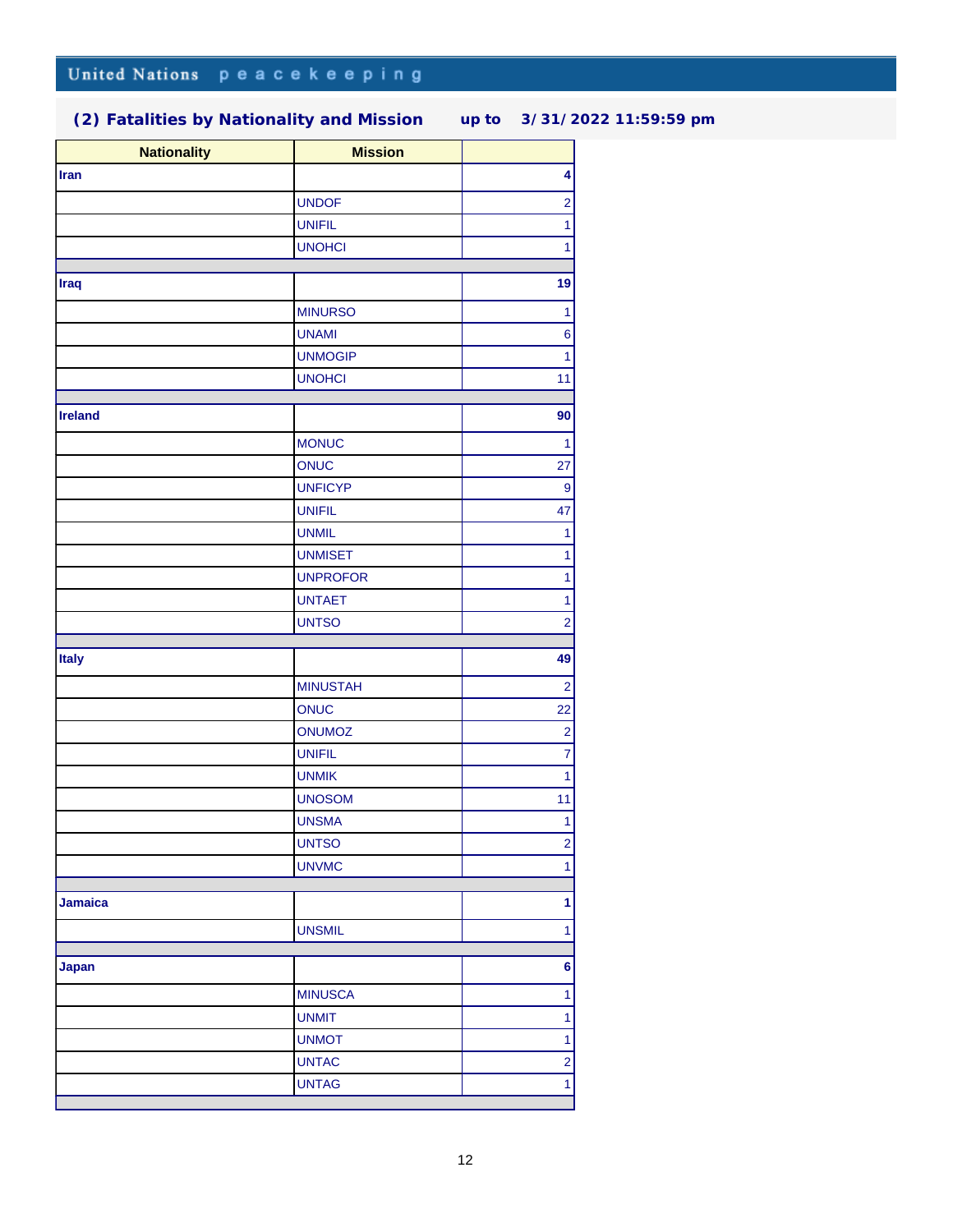United Nations peacekeeping

## (2) Fatalities by Nationality and Mission up to 3/31/2022 11:59:59 pm

| Nationality | Mission | |
|---|---|---|
| **Iran** | | **4** |
| | UNDOF | 2 |
| | UNIFIL | 1 |
| | UNOHCI | 1 |
| **Iraq** | | **19** |
| | MINURSO | 1 |
| | UNAMI | 6 |
| | UNMOGIP | 1 |
| | UNOHCI | 11 |
| **Ireland** | | **90** |
| | MONUC | 1 |
| | ONUC | 27 |
| | UNFICYP | 9 |
| | UNIFIL | 47 |
| | UNMIL | 1 |
| | UNMISET | 1 |
| | UNPROFOR | 1 |
| | UNTAET | 1 |
| | UNTSO | 2 |
| **Italy** | | **49** |
| | MINUSTAH | 2 |
| | ONUC | 22 |
| | ONUMOZ | 2 |
| | UNIFIL | 7 |
| | UNMIK | 1 |
| | UNOSOM | 11 |
| | UNSMA | 1 |
| | UNTSO | 2 |
| | UNVMC | 1 |
| **Jamaica** | | **1** |
| | UNSMIL | 1 |
| **Japan** | | **6** |
| | MINUSCA | 1 |
| | UNMIT | 1 |
| | UNMOT | 1 |
| | UNTAC | 2 |
| | UNTAG | 1 |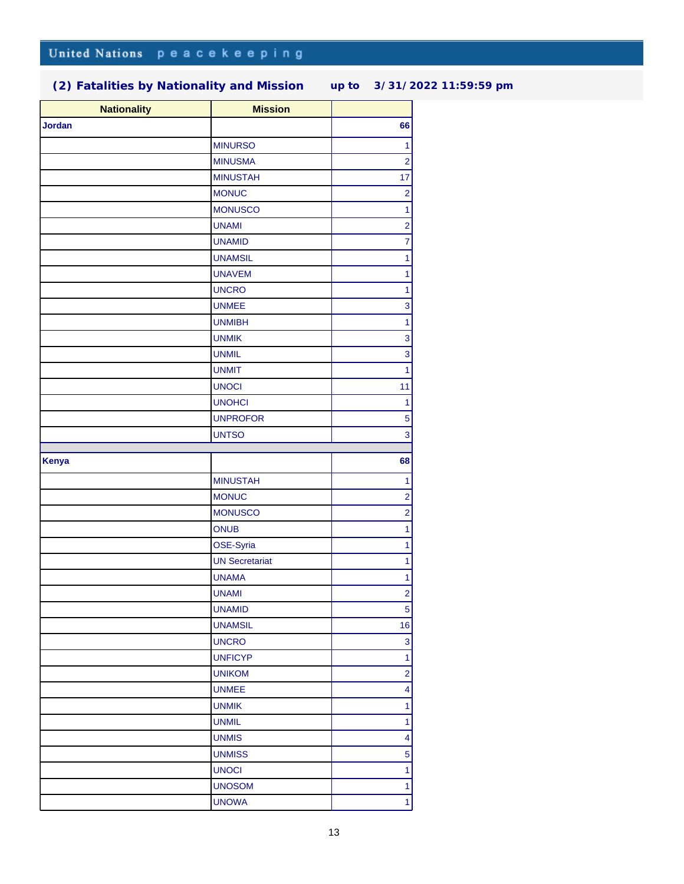United Nations peacekeeping

## (2) Fatalities by Nationality and Mission up to 3/31/2022 11:59:59 pm

| Nationality | Mission | |
|---|---|---|
| **Jordan** | | **66** |
| | MINURSO | 1 |
| | MINUSMA | 2 |
| | MINUSTAH | 17 |
| | MONUC | 2 |
| | MONUSCO | 1 |
| | UNAMI | 2 |
| | UNAMID | 7 |
| | UNAMSIL | 1 |
| | UNAVEM | 1 |
| | UNCRO | 1 |
| | UNMEE | 3 |
| | UNMIBH | 1 |
| | UNMIK | 3 |
| | UNMIL | 3 |
| | UNMIT | 1 |
| | UNOCI | 11 |
| | UNOHCI | 1 |
| | UNPROFOR | 5 |
| | UNTSO | 3 |
| **Kenya** | | **68** |
| | MINUSTAH | 1 |
| | MONUC | 2 |
| | MONUSCO | 2 |
| | ONUB | 1 |
| | OSE-Syria | 1 |
| | UN Secretariat | 1 |
| | UNAMA | 1 |
| | UNAMI | 2 |
| | UNAMID | 5 |
| | UNAMSIL | 16 |
| | UNCRO | 3 |
| | UNFICYP | 1 |
| | UNIKOM | 2 |
| | UNMEE | 4 |
| | UNMIK | 1 |
| | UNMIL | 1 |
| | UNMIS | 4 |
| | UNMISS | 5 |
| | UNOCI | 1 |
| | UNOSOM | 1 |
| | UNOWA | 1 |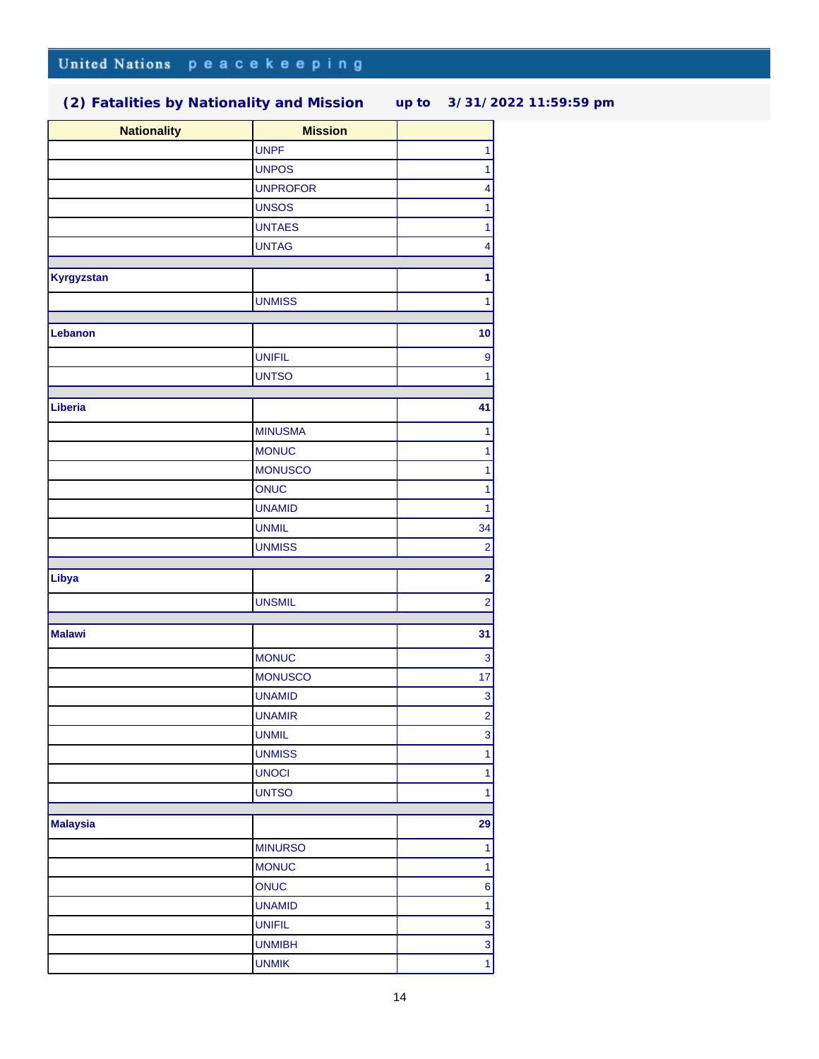United Nations peacekeeping

## (2) Fatalities by Nationality and Mission up to 3/31/2022 11:59:59 pm

| Nationality | Mission | |
|---|---|---|
| | UNPF | 1 |
| | UNPOS | 1 |
| | UNPROFOR | 4 |
| | UNSOS | 1 |
| | UNTAES | 1 |
| | UNTAG | 4 |
| | | |
| **Kyrgyzstan** | | **1** |
| | UNMISS | 1 |
| | | |
| **Lebanon** | | **10** |
| | UNIFIL | 9 |
| | UNTSO | 1 |
| | | |
| **Liberia** | | **41** |
| | MINUSMA | 1 |
| | MONUC | 1 |
| | MONUSCO | 1 |
| | ONUC | 1 |
| | UNAMID | 1 |
| | UNMIL | 34 |
| | UNMISS | 2 |
| | | |
| **Libya** | | **2** |
| | UNSMIL | 2 |
| | | |
| **Malawi** | | **31** |
| | MONUC | 3 |
| | MONUSCO | 17 |
| | UNAMID | 3 |
| | UNAMIR | 2 |
| | UNMIL | 3 |
| | UNMISS | 1 |
| | UNOCI | 1 |
| | UNTSO | 1 |
| | | |
| **Malaysia** | | **29** |
| | MINURSO | 1 |
| | MONUC | 1 |
| | ONUC | 6 |
| | UNAMID | 1 |
| | UNIFIL | 3 |
| | UNMIBH | 3 |
| | UNMIK | 1 |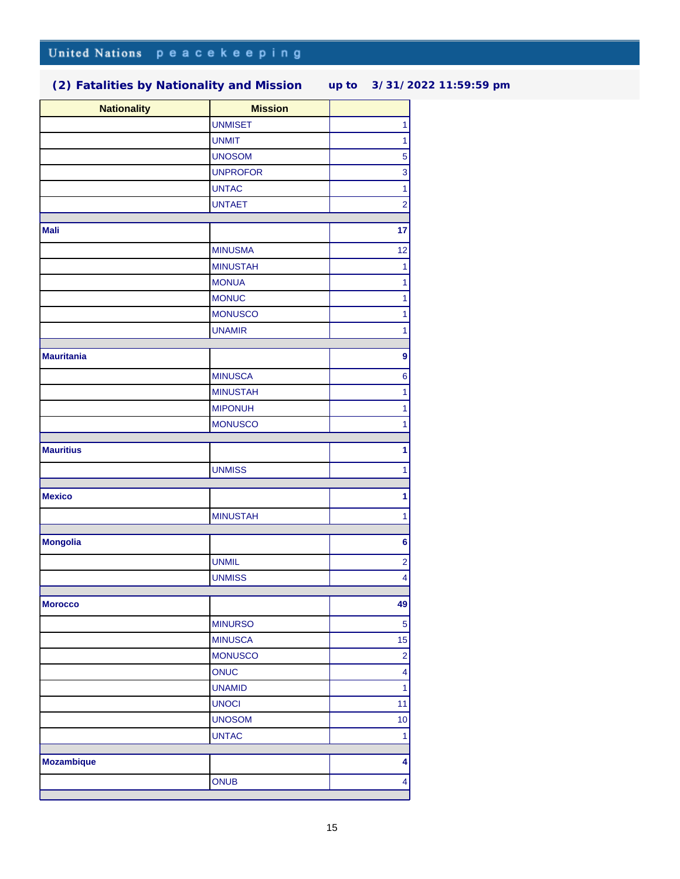## (2) Fatalities by Nationality and Mission up to 3/31/2022 11:59:59 pm

| Nationality | Mission | |
|---|---|---|
| | UNMISET | 1 |
| | UNMIT | 1 |
| | UNOSOM | 5 |
| | UNPROFOR | 3 |
| | UNTAC | 1 |
| | UNTAET | 2 |
| **Mali** | | **17** |
| | MINUSMA | 12 |
| | MINUSTAH | 1 |
| | MONUA | 1 |
| | MONUC | 1 |
| | MONUSCO | 1 |
| | UNAMIR | 1 |
| **Mauritania** | | **9** |
| | MINUSCA | 6 |
| | MINUSTAH | 1 |
| | MIPONUH | 1 |
| | MONUSCO | 1 |
| **Mauritius** | | **1** |
| | UNMISS | 1 |
| **Mexico** | | **1** |
| | MINUSTAH | 1 |
| **Mongolia** | | **6** |
| | UNMIL | 2 |
| | UNMISS | 4 |
| **Morocco** | | **49** |
| | MINURSO | 5 |
| | MINUSCA | 15 |
| | MONUSCO | 2 |
| | ONUC | 4 |
| | UNAMID | 1 |
| | UNOCI | 11 |
| | UNOSOM | 10 |
| | UNTAC | 1 |
| **Mozambique** | | **4** |
| | ONUB | 4 |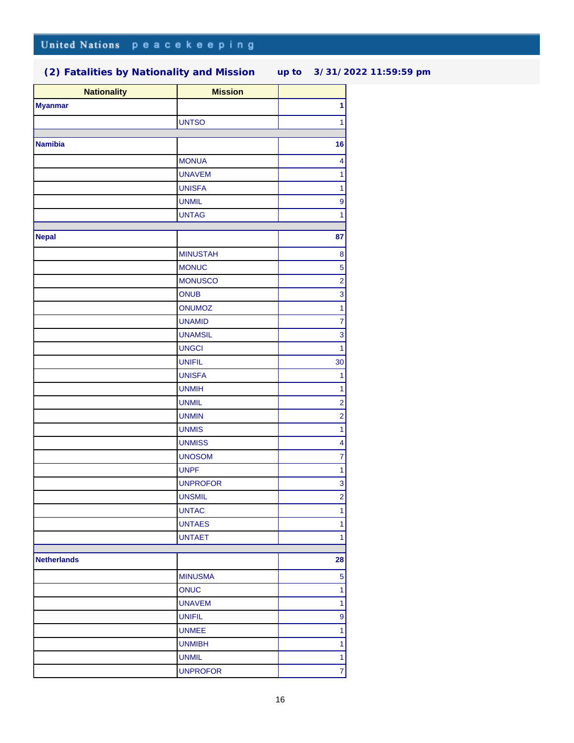## (2) Fatalities by Nationality and Mission up to 3/31/2022 11:59:59 pm

| Nationality | Mission | |
|---|---|---|
| **Myanmar** | | **1** |
| | UNTSO | 1 |
| | | |
| **Namibia** | | **16** |
| | MONUA | 4 |
| | UNAVEM | 1 |
| | UNISFA | 1 |
| | UNMIL | 9 |
| | UNTAG | 1 |
| | | |
| **Nepal** | | **87** |
| | MINUSTAH | 8 |
| | MONUC | 5 |
| | MONUSCO | 2 |
| | ONUB | 3 |
| | ONUMOZ | 1 |
| | UNAMID | 7 |
| | UNAMSIL | 3 |
| | UNGCI | 1 |
| | UNIFIL | 30 |
| | UNISFA | 1 |
| | UNMIH | 1 |
| | UNMIL | 2 |
| | UNMIN | 2 |
| | UNMIS | 1 |
| | UNMISS | 4 |
| | UNOSOM | 7 |
| | UNPF | 1 |
| | UNPROFOR | 3 |
| | UNSMIL | 2 |
| | UNTAC | 1 |
| | UNTAES | 1 |
| | UNTAET | 1 |
| | | |
| **Netherlands** | | **28** |
| | MINUSMA | 5 |
| | ONUC | 1 |
| | UNAVEM | 1 |
| | UNIFIL | 9 |
| | UNMEE | 1 |
| | UNMIBH | 1 |
| | UNMIL | 1 |
| | UNPROFOR | 7 |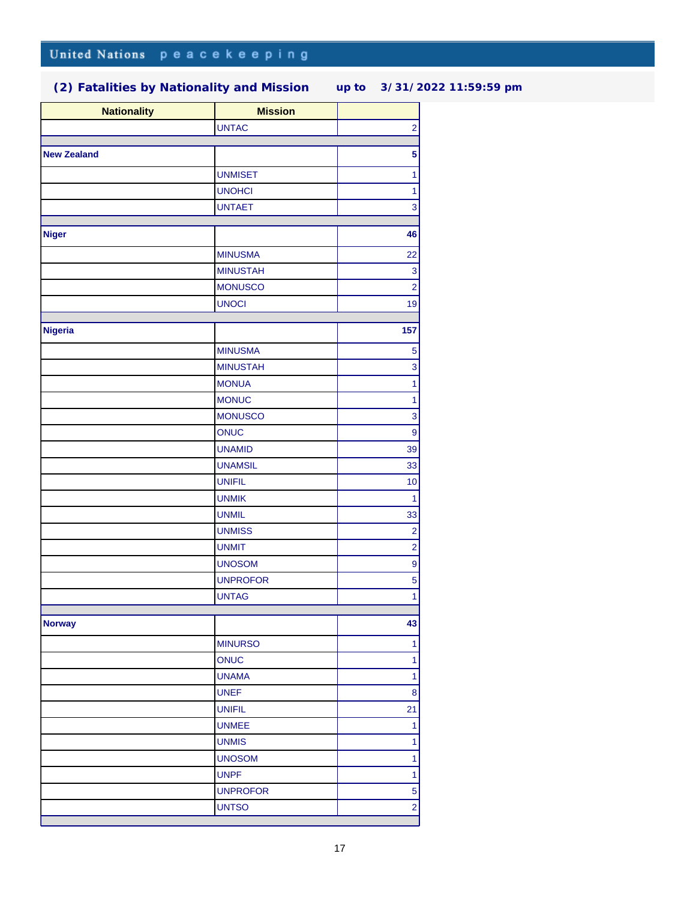## (2) Fatalities by Nationality and Mission up to 3/31/2022 11:59:59 pm

| Nationality | Mission | |
|---|---|---|
| | UNTAC | 2 |
| | | |
| **New Zealand** | | **5** |
| | UNMISET | 1 |
| | UNOHCI | 1 |
| | UNTAET | 3 |
| | | |
| **Niger** | | **46** |
| | MINUSMA | 22 |
| | MINUSTAH | 3 |
| | MONUSCO | 2 |
| | UNOCI | 19 |
| | | |
| **Nigeria** | | **157** |
| | MINUSMA | 5 |
| | MINUSTAH | 3 |
| | MONUA | 1 |
| | MONUC | 1 |
| | MONUSCO | 3 |
| | ONUC | 9 |
| | UNAMID | 39 |
| | UNAMSIL | 33 |
| | UNIFIL | 10 |
| | UNMIK | 1 |
| | UNMIL | 33 |
| | UNMISS | 2 |
| | UNMIT | 2 |
| | UNOSOM | 9 |
| | UNPROFOR | 5 |
| | UNTAG | 1 |
| | | |
| **Norway** | | **43** |
| | MINURSO | 1 |
| | ONUC | 1 |
| | UNAMA | 1 |
| | UNEF | 8 |
| | UNIFIL | 21 |
| | UNMEE | 1 |
| | UNMIS | 1 |
| | UNOSOM | 1 |
| | UNPF | 1 |
| | UNPROFOR | 5 |
| | UNTSO | 2 |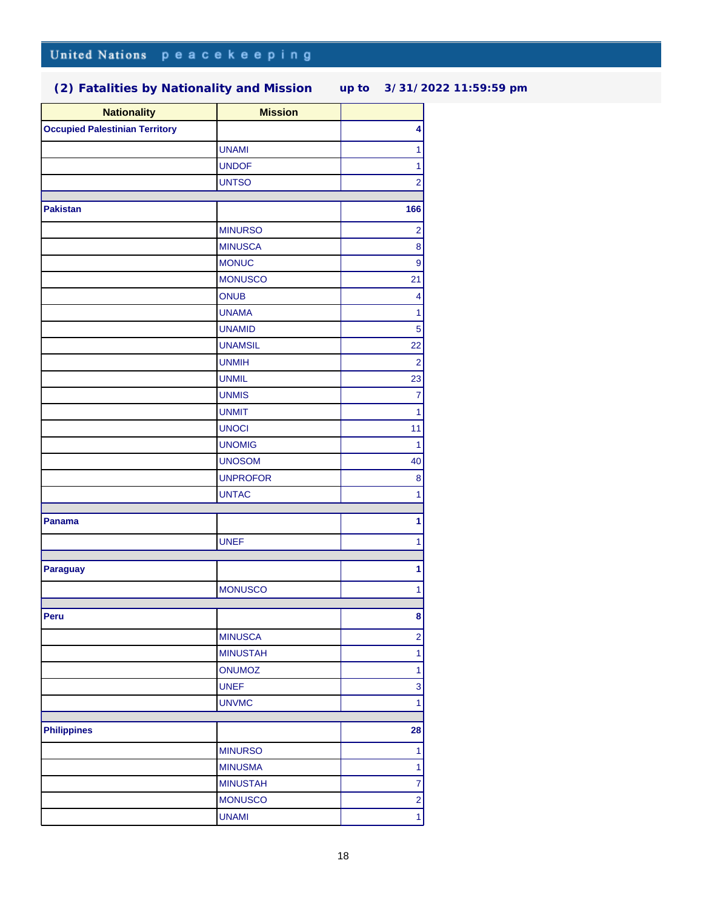# United Nations peacekeeping

## (2) Fatalities by Nationality and Mission up to 3/31/2022 11:59:59 pm

| Nationality | Mission | |
|---|---|---|
| **Occupied Palestinian Territory** | | **4** |
| | UNAMI | 1 |
| | UNDOF | 1 |
| | UNTSO | 2 |
| **Pakistan** | | **166** |
| | MINURSO | 2 |
| | MINUSCA | 8 |
| | MONUC | 9 |
| | MONUSCO | 21 |
| | ONUB | 4 |
| | UNAMA | 1 |
| | UNAMID | 5 |
| | UNAMSIL | 22 |
| | UNMIH | 2 |
| | UNMIL | 23 |
| | UNMIS | 7 |
| | UNMIT | 1 |
| | UNOCI | 11 |
| | UNOMIG | 1 |
| | UNOSOM | 40 |
| | UNPROFOR | 8 |
| | UNTAC | 1 |
| **Panama** | | **1** |
| | UNEF | 1 |
| **Paraguay** | | **1** |
| | MONUSCO | 1 |
| **Peru** | | **8** |
| | MINUSCA | 2 |
| | MINUSTAH | 1 |
| | ONUMOZ | 1 |
| | UNEF | 3 |
| | UNVMC | 1 |
| **Philippines** | | **28** |
| | MINURSO | 1 |
| | MINUSMA | 1 |
| | MINUSTAH | 7 |
| | MONUSCO | 2 |
| | UNAMI | 1 |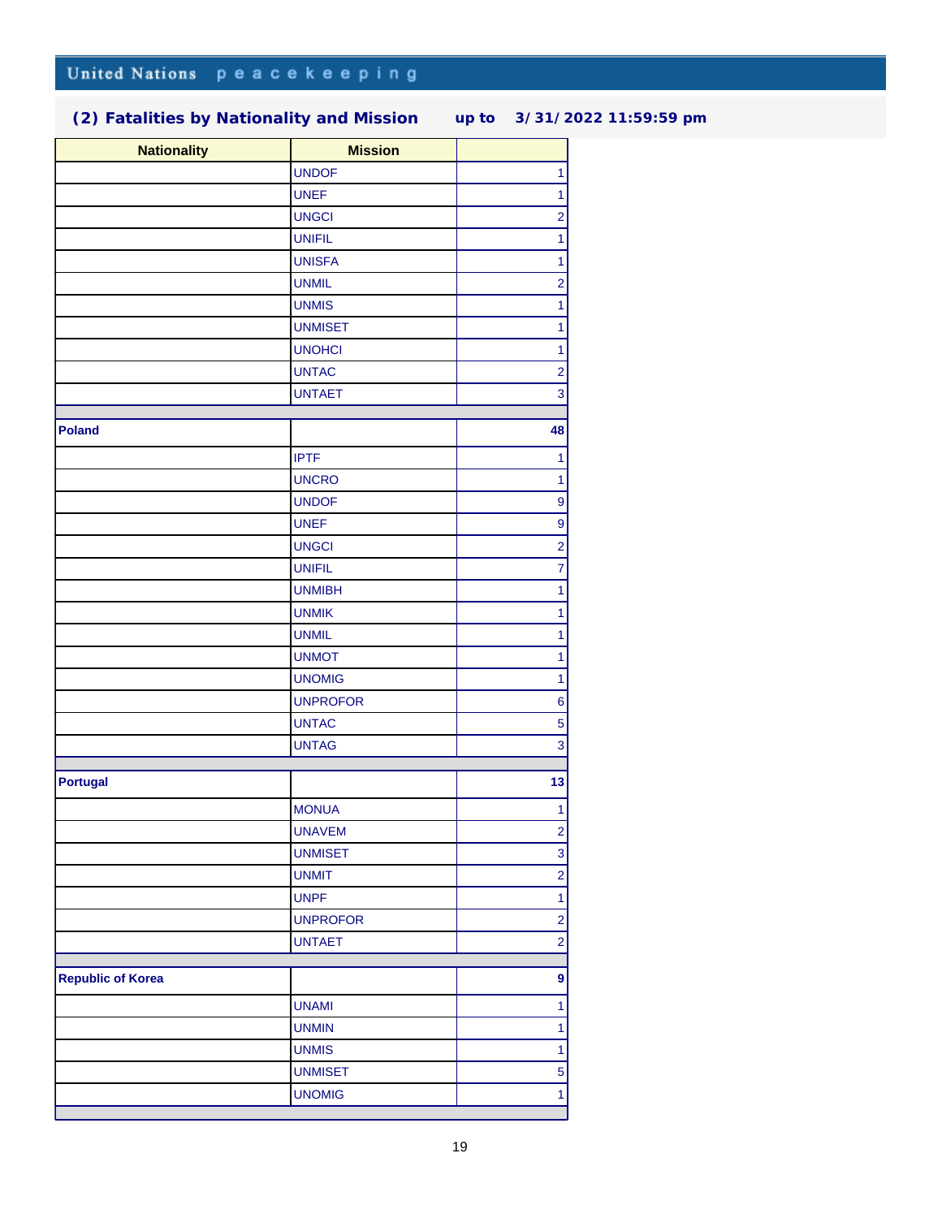## (2) Fatalities by Nationality and Mission up to 3/31/2022 11:59:59 pm

| Nationality | Mission | |
|---|---|---|
| | UNDOF | 1 |
| | UNEF | 1 |
| | UNGCI | 2 |
| | UNIFIL | 1 |
| | UNISFA | 1 |
| | UNMIL | 2 |
| | UNMIS | 1 |
| | UNMISET | 1 |
| | UNOHCI | 1 |
| | UNTAC | 2 |
| | UNTAET | 3 |
| **Poland** | | **48** |
| | IPTF | 1 |
| | UNCRO | 1 |
| | UNDOF | 9 |
| | UNEF | 9 |
| | UNGCI | 2 |
| | UNIFIL | 7 |
| | UNMIBH | 1 |
| | UNMIK | 1 |
| | UNMIL | 1 |
| | UNMOT | 1 |
| | UNOMIG | 1 |
| | UNPROFOR | 6 |
| | UNTAC | 5 |
| | UNTAG | 3 |
| **Portugal** | | **13** |
| | MONUA | 1 |
| | UNAVEM | 2 |
| | UNMISET | 3 |
| | UNMIT | 2 |
| | UNPF | 1 |
| | UNPROFOR | 2 |
| | UNTAET | 2 |
| **Republic of Korea** | | **9** |
| | UNAMI | 1 |
| | UNMIN | 1 |
| | UNMIS | 1 |
| | UNMISET | 5 |
| | UNOMIG | 1 |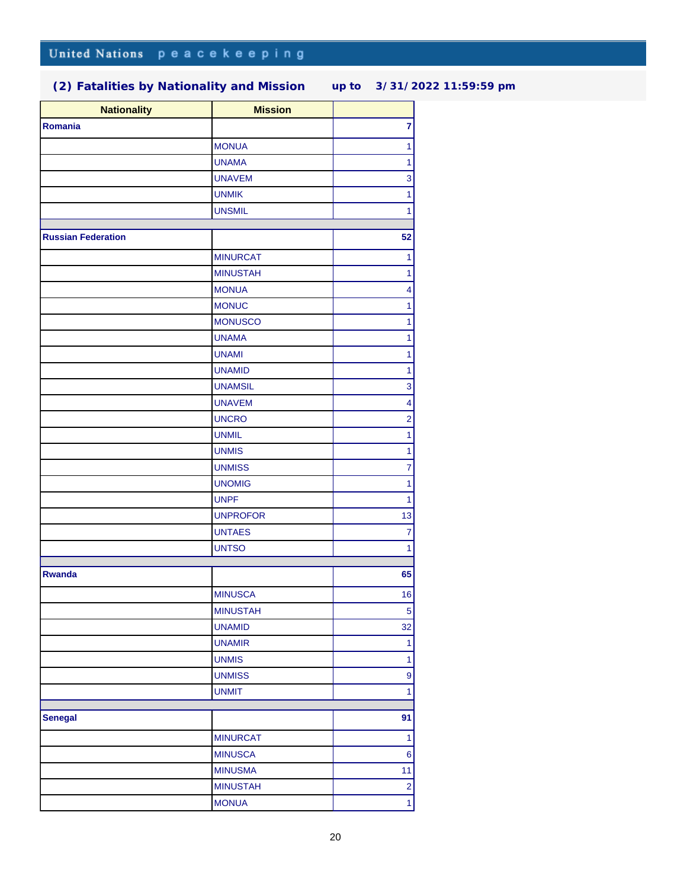## (2) Fatalities by Nationality and Mission up to 3/31/2022 11:59:59 pm

| Nationality | Mission | |
|---|---|---|
| **Romania** | | **7** |
| | MONUA | 1 |
| | UNAMA | 1 |
| | UNAVEM | 3 |
| | UNMIK | 1 |
| | UNSMIL | 1 |
| **Russian Federation** | | **52** |
| | MINURCAT | 1 |
| | MINUSTAH | 1 |
| | MONUA | 4 |
| | MONUC | 1 |
| | MONUSCO | 1 |
| | UNAMA | 1 |
| | UNAMI | 1 |
| | UNAMID | 1 |
| | UNAMSIL | 3 |
| | UNAVEM | 4 |
| | UNCRO | 2 |
| | UNMIL | 1 |
| | UNMIS | 1 |
| | UNMISS | 7 |
| | UNOMIG | 1 |
| | UNPF | 1 |
| | UNPROFOR | 13 |
| | UNTAES | 7 |
| | UNTSO | 1 |
| **Rwanda** | | **65** |
| | MINUSCA | 16 |
| | MINUSTAH | 5 |
| | UNAMID | 32 |
| | UNAMIR | 1 |
| | UNMIS | 1 |
| | UNMISS | 9 |
| | UNMIT | 1 |
| **Senegal** | | **91** |
| | MINURCAT | 1 |
| | MINUSCA | 6 |
| | MINUSMA | 11 |
| | MINUSTAH | 2 |
| | MONUA | 1 |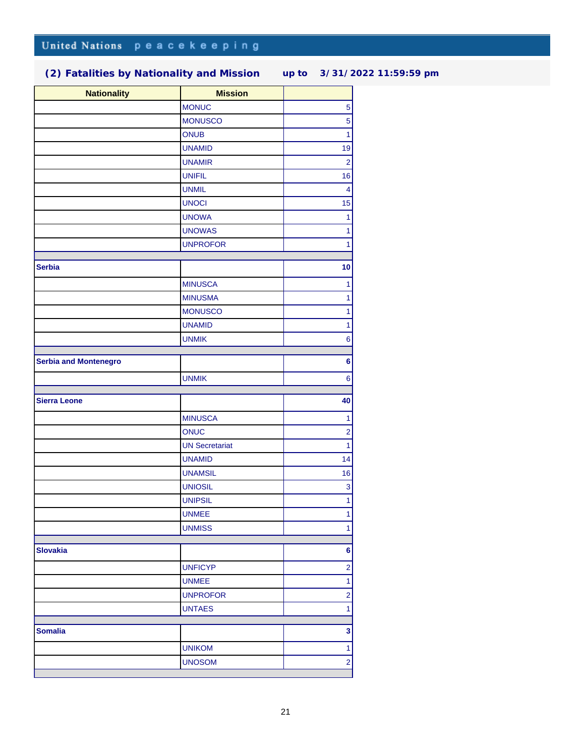United Nations peacekeeping

## (2) Fatalities by Nationality and Mission up to 3/31/2022 11:59:59 pm

| Nationality | Mission | |
|---|---|---|
| | MONUC | 5 |
| | MONUSCO | 5 |
| | ONUB | 1 |
| | UNAMID | 19 |
| | UNAMIR | 2 |
| | UNIFIL | 16 |
| | UNMIL | 4 |
| | UNOCI | 15 |
| | UNOWA | 1 |
| | UNOWAS | 1 |
| | UNPROFOR | 1 |
| **Serbia** | | **10** |
| | MINUSCA | 1 |
| | MINUSMA | 1 |
| | MONUSCO | 1 |
| | UNAMID | 1 |
| | UNMIK | 6 |
| **Serbia and Montenegro** | | **6** |
| | UNMIK | 6 |
| **Sierra Leone** | | **40** |
| | MINUSCA | 1 |
| | ONUC | 2 |
| | UN Secretariat | 1 |
| | UNAMID | 14 |
| | UNAMSIL | 16 |
| | UNIOSIL | 3 |
| | UNIPSIL | 1 |
| | UNMEE | 1 |
| | UNMISS | 1 |
| **Slovakia** | | **6** |
| | UNFICYP | 2 |
| | UNMEE | 1 |
| | UNPROFOR | 2 |
| | UNTAES | 1 |
| **Somalia** | | **3** |
| | UNIKOM | 1 |
| | UNOSOM | 2 |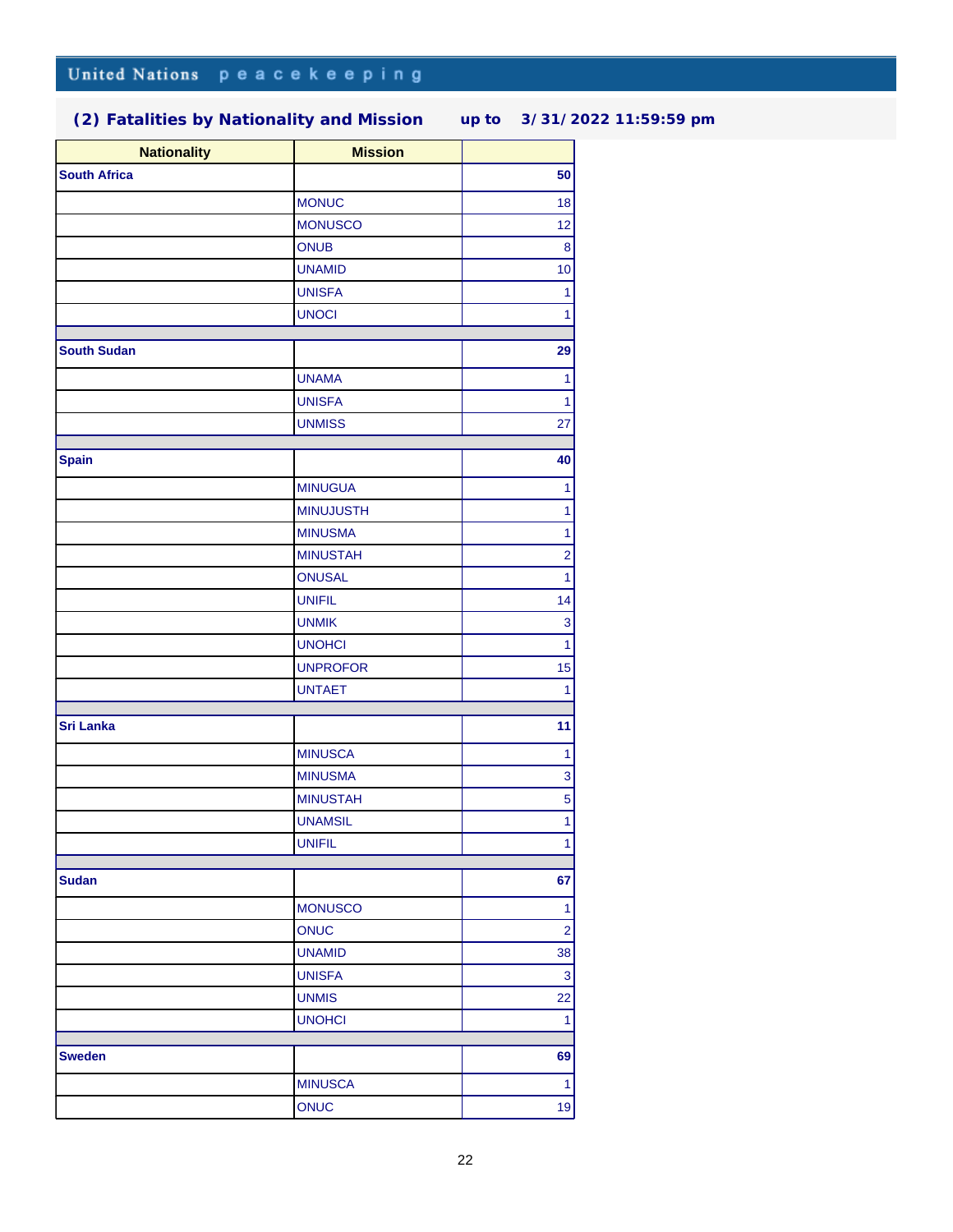United Nations peacekeeping

## (2) Fatalities by Nationality and Mission up to 3/31/2022 11:59:59 pm

| Nationality | Mission | |
|---|---|---|
| **South Africa** | | **50** |
| | MONUC | 18 |
| | MONUSCO | 12 |
| | ONUB | 8 |
| | UNAMID | 10 |
| | UNISFA | 1 |
| | UNOCI | 1 |
| **South Sudan** | | **29** |
| | UNAMA | 1 |
| | UNISFA | 1 |
| | UNMISS | 27 |
| **Spain** | | **40** |
| | MINUGUA | 1 |
| | MINUJUSTH | 1 |
| | MINUSMA | 1 |
| | MINUSTAH | 2 |
| | ONUSAL | 1 |
| | UNIFIL | 14 |
| | UNMIK | 3 |
| | UNOHCI | 1 |
| | UNPROFOR | 15 |
| | UNTAET | 1 |
| **Sri Lanka** | | **11** |
| | MINUSCA | 1 |
| | MINUSMA | 3 |
| | MINUSTAH | 5 |
| | UNAMSIL | 1 |
| | UNIFIL | 1 |
| **Sudan** | | **67** |
| | MONUSCO | 1 |
| | ONUC | 2 |
| | UNAMID | 38 |
| | UNISFA | 3 |
| | UNMIS | 22 |
| | UNOHCI | 1 |
| **Sweden** | | **69** |
| | MINUSCA | 1 |
| | ONUC | 19 |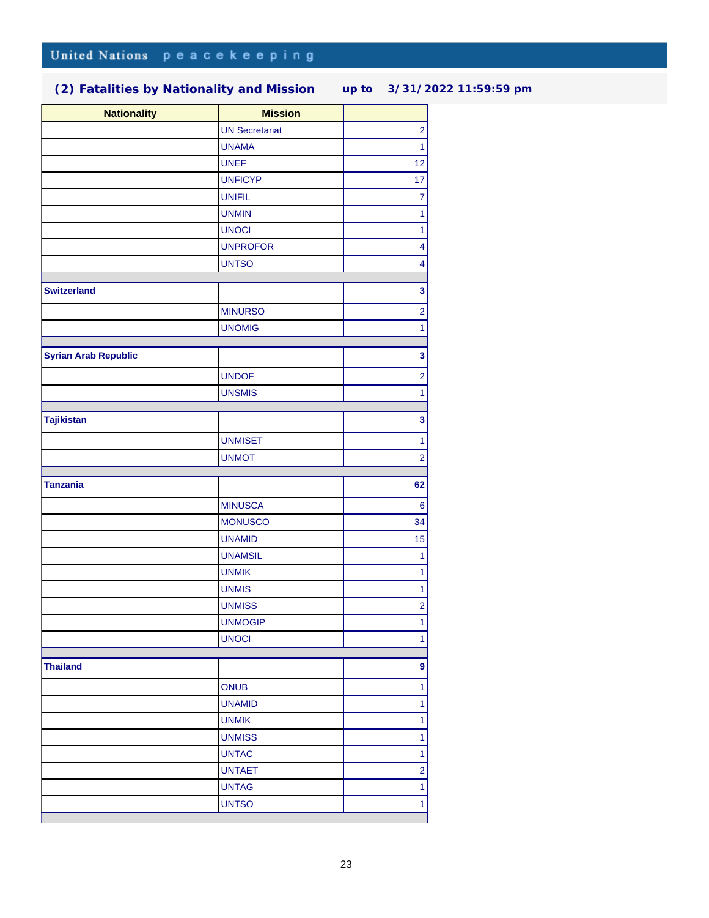## (2) Fatalities by Nationality and Mission up to 3/31/2022 11:59:59 pm

| Nationality | Mission | |
|---|---|---|
| | UN Secretariat | 2 |
| | UNAMA | 1 |
| | UNEF | 12 |
| | UNFICYP | 17 |
| | UNIFIL | 7 |
| | UNMIN | 1 |
| | UNOCI | 1 |
| | UNPROFOR | 4 |
| | UNTSO | 4 |
| **Switzerland** | | **3** |
| | MINURSO | 2 |
| | UNOMIG | 1 |
| **Syrian Arab Republic** | | **3** |
| | UNDOF | 2 |
| | UNSMIS | 1 |
| **Tajikistan** | | **3** |
| | UNMISET | 1 |
| | UNMOT | 2 |
| **Tanzania** | | **62** |
| | MINUSCA | 6 |
| | MONUSCO | 34 |
| | UNAMID | 15 |
| | UNAMSIL | 1 |
| | UNMIK | 1 |
| | UNMIS | 1 |
| | UNMISS | 2 |
| | UNMOGIP | 1 |
| | UNOCI | 1 |
| **Thailand** | | **9** |
| | ONUB | 1 |
| | UNAMID | 1 |
| | UNMIK | 1 |
| | UNMISS | 1 |
| | UNTAC | 1 |
| | UNTAET | 2 |
| | UNTAG | 1 |
| | UNTSO | 1 |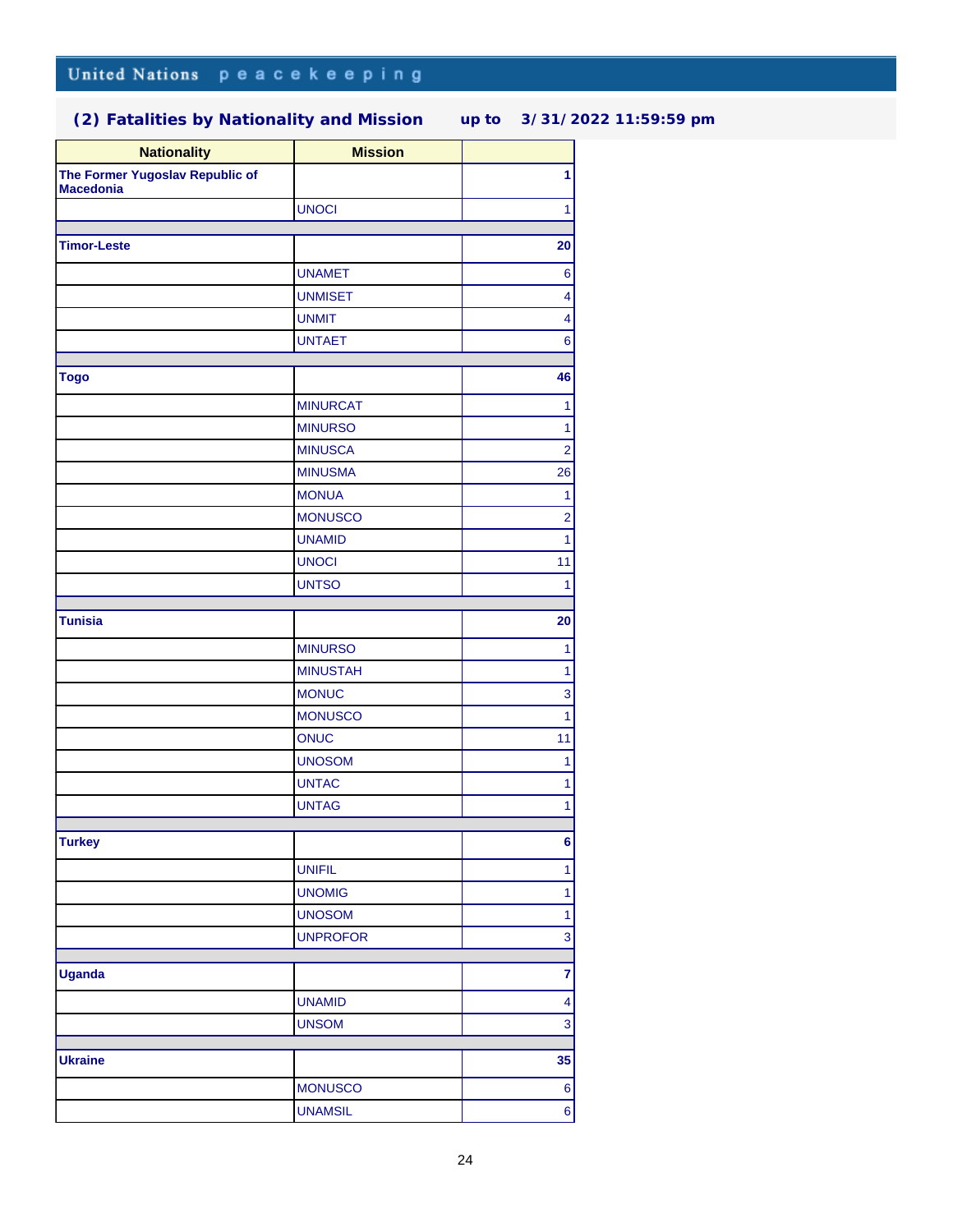United Nations peacekeeping

## (2) Fatalities by Nationality and Mission up to 3/31/2022 11:59:59 pm

| Nationality | Mission | |
|---|---|---|
| **The Former Yugoslav Republic of Macedonia** | | **1** |
| | UNOCI | 1 |
| | | |
| **Timor-Leste** | | **20** |
| | UNAMET | 6 |
| | UNMISET | 4 |
| | UNMIT | 4 |
| | UNTAET | 6 |
| | | |
| **Togo** | | **46** |
| | MINURCAT | 1 |
| | MINURSO | 1 |
| | MINUSCA | 2 |
| | MINUSMA | 26 |
| | MONUA | 1 |
| | MONUSCO | 2 |
| | UNAMID | 1 |
| | UNOCI | 11 |
| | UNTSO | 1 |
| | | |
| **Tunisia** | | **20** |
| | MINURSO | 1 |
| | MINUSTAH | 1 |
| | MONUC | 3 |
| | MONUSCO | 1 |
| | ONUC | 11 |
| | UNOSOM | 1 |
| | UNTAC | 1 |
| | UNTAG | 1 |
| | | |
| **Turkey** | | **6** |
| | UNIFIL | 1 |
| | UNOMIG | 1 |
| | UNOSOM | 1 |
| | UNPROFOR | 3 |
| | | |
| **Uganda** | | **7** |
| | UNAMID | 4 |
| | UNSOM | 3 |
| | | |
| **Ukraine** | | **35** |
| | MONUSCO | 6 |
| | UNAMSIL | 6 |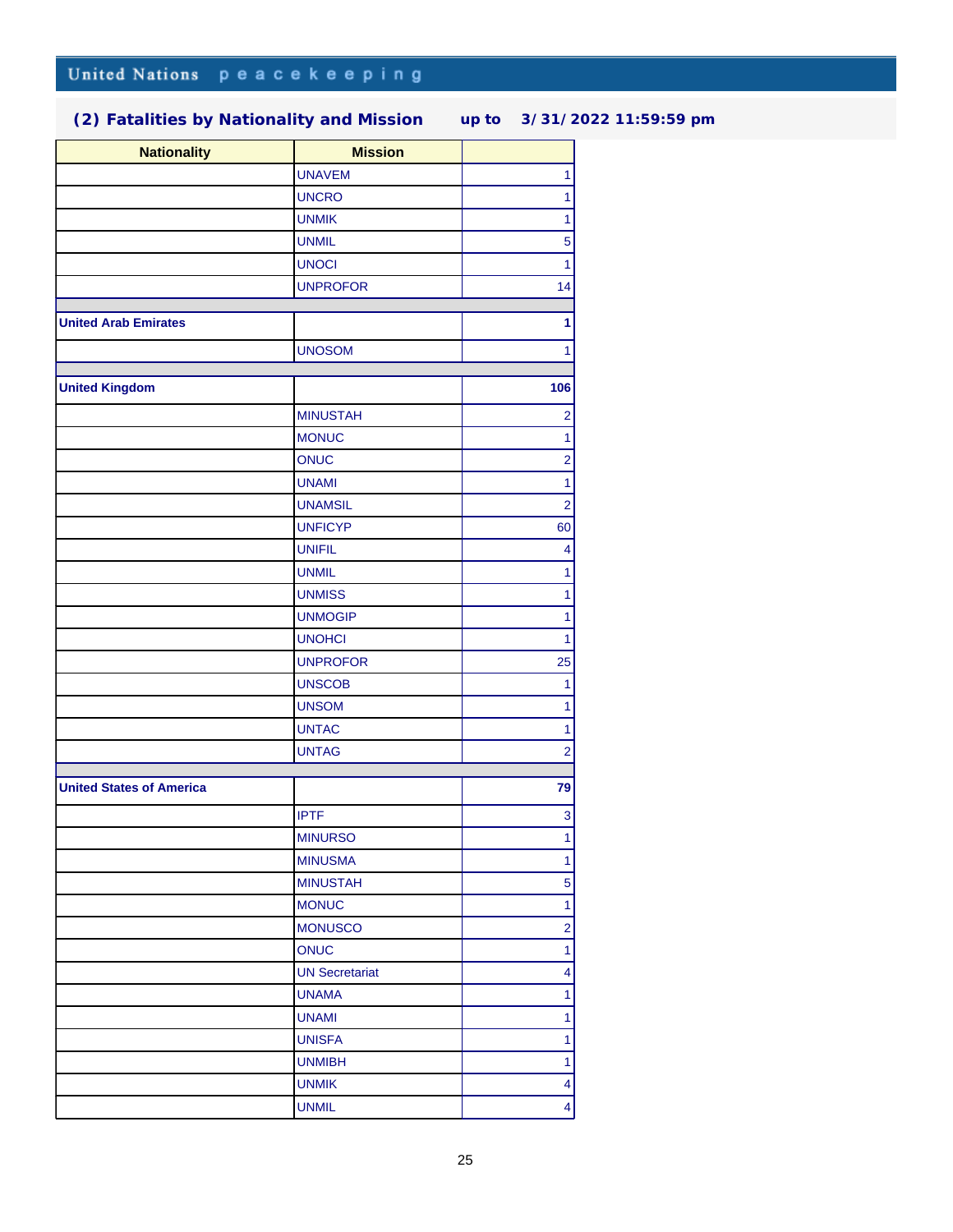## (2) Fatalities by Nationality and Mission up to 3/31/2022 11:59:59 pm

| Nationality | Mission | |
|---|---|---|
| | UNAVEM | 1 |
| | UNCRO | 1 |
| | UNMIK | 1 |
| | UNMIL | 5 |
| | UNOCI | 1 |
| | UNPROFOR | 14 |
| **United Arab Emirates** | | **1** |
| | UNOSOM | 1 |
| **United Kingdom** | | **106** |
| | MINUSTAH | 2 |
| | MONUC | 1 |
| | ONUC | 2 |
| | UNAMI | 1 |
| | UNAMSIL | 2 |
| | UNFICYP | 60 |
| | UNIFIL | 4 |
| | UNMIL | 1 |
| | UNMISS | 1 |
| | UNMOGIP | 1 |
| | UNOHCI | 1 |
| | UNPROFOR | 25 |
| | UNSCOB | 1 |
| | UNSOM | 1 |
| | UNTAC | 1 |
| | UNTAG | 2 |
| **United States of America** | | **79** |
| | IPTF | 3 |
| | MINURSO | 1 |
| | MINUSMA | 1 |
| | MINUSTAH | 5 |
| | MONUC | 1 |
| | MONUSCO | 2 |
| | ONUC | 1 |
| | UN Secretariat | 4 |
| | UNAMA | 1 |
| | UNAMI | 1 |
| | UNISFA | 1 |
| | UNMIBH | 1 |
| | UNMIK | 4 |
| | UNMIL | 4 |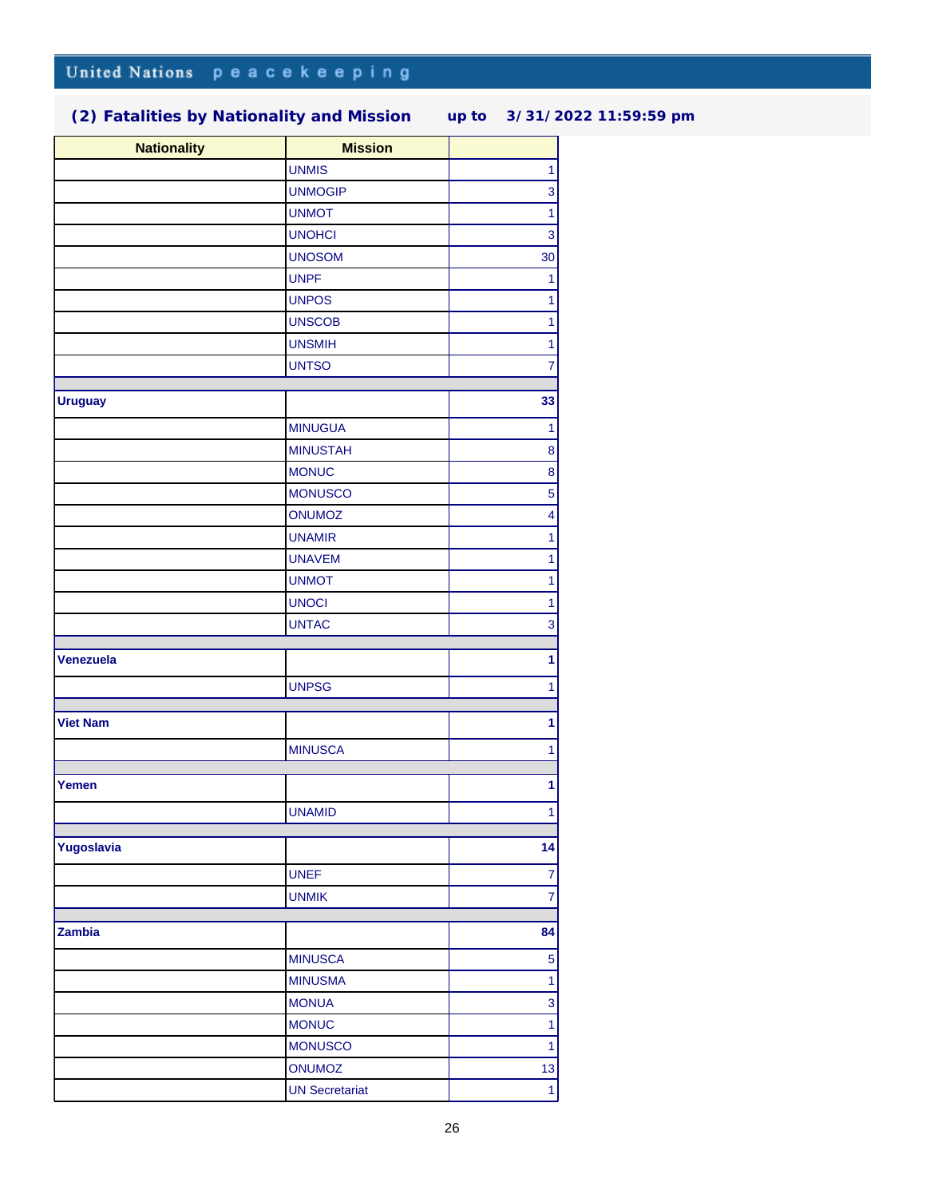## (2) Fatalities by Nationality and Mission up to 3/31/2022 11:59:59 pm

| Nationality | Mission | |
|---|---|---|
| | UNMIS | 1 |
| | UNMOGIP | 3 |
| | UNMOT | 1 |
| | UNOHCI | 3 |
| | UNOSOM | 30 |
| | UNPF | 1 |
| | UNPOS | 1 |
| | UNSCOB | 1 |
| | UNSMIH | 1 |
| | UNTSO | 7 |
| **Uruguay** | | **33** |
| | MINUGUA | 1 |
| | MINUSTAH | 8 |
| | MONUC | 8 |
| | MONUSCO | 5 |
| | ONUMOZ | 4 |
| | UNAMIR | 1 |
| | UNAVEM | 1 |
| | UNMOT | 1 |
| | UNOCI | 1 |
| | UNTAC | 3 |
| **Venezuela** | | **1** |
| | UNPSG | 1 |
| **Viet Nam** | | **1** |
| | MINUSCA | 1 |
| **Yemen** | | **1** |
| | UNAMID | 1 |
| **Yugoslavia** | | **14** |
| | UNEF | 7 |
| | UNMIK | 7 |
| **Zambia** | | **84** |
| | MINUSCA | 5 |
| | MINUSMA | 1 |
| | MONUA | 3 |
| | MONUC | 1 |
| | MONUSCO | 1 |
| | ONUMOZ | 13 |
| | UN Secretariat | 1 |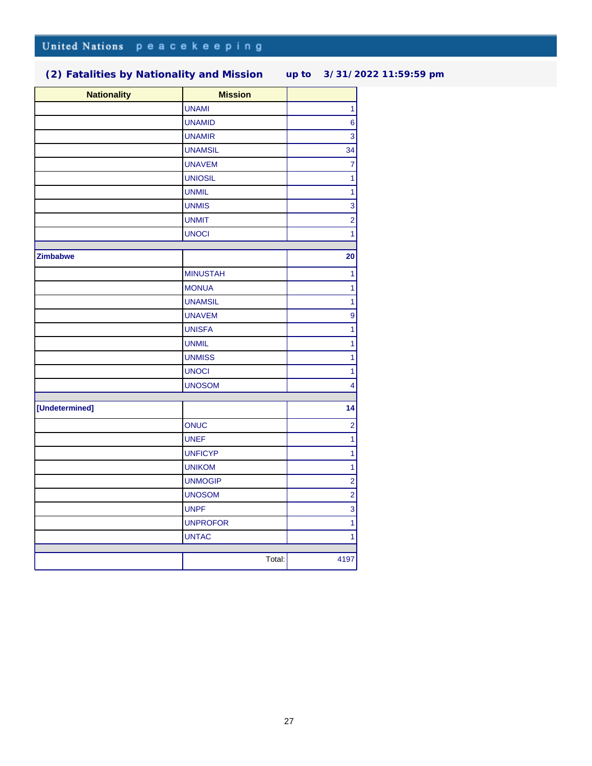## (2) Fatalities by Nationality and Mission up to 3/31/2022 11:59:59 pm

| Nationality | Mission | |
|---|---|---|
| | UNAMI | 1 |
| | UNAMID | 6 |
| | UNAMIR | 3 |
| | UNAMSIL | 34 |
| | UNAVEM | 7 |
| | UNIOSIL | 1 |
| | UNMIL | 1 |
| | UNMIS | 3 |
| | UNMIT | 2 |
| | UNOCI | 1 |
| **Zimbabwe** | | **20** |
| | MINUSTAH | 1 |
| | MONUA | 1 |
| | UNAMSIL | 1 |
| | UNAVEM | 9 |
| | UNISFA | 1 |
| | UNMIL | 1 |
| | UNMISS | 1 |
| | UNOCI | 1 |
| | UNOSOM | 4 |
| **[Undetermined]** | | **14** |
| | ONUC | 2 |
| | UNEF | 1 |
| | UNFICYP | 1 |
| | UNIKOM | 1 |
| | UNMOGIP | 2 |
| | UNOSOM | 2 |
| | UNPF | 3 |
| | UNPROFOR | 1 |
| | UNTAC | 1 |
| | Total: | 4197 |